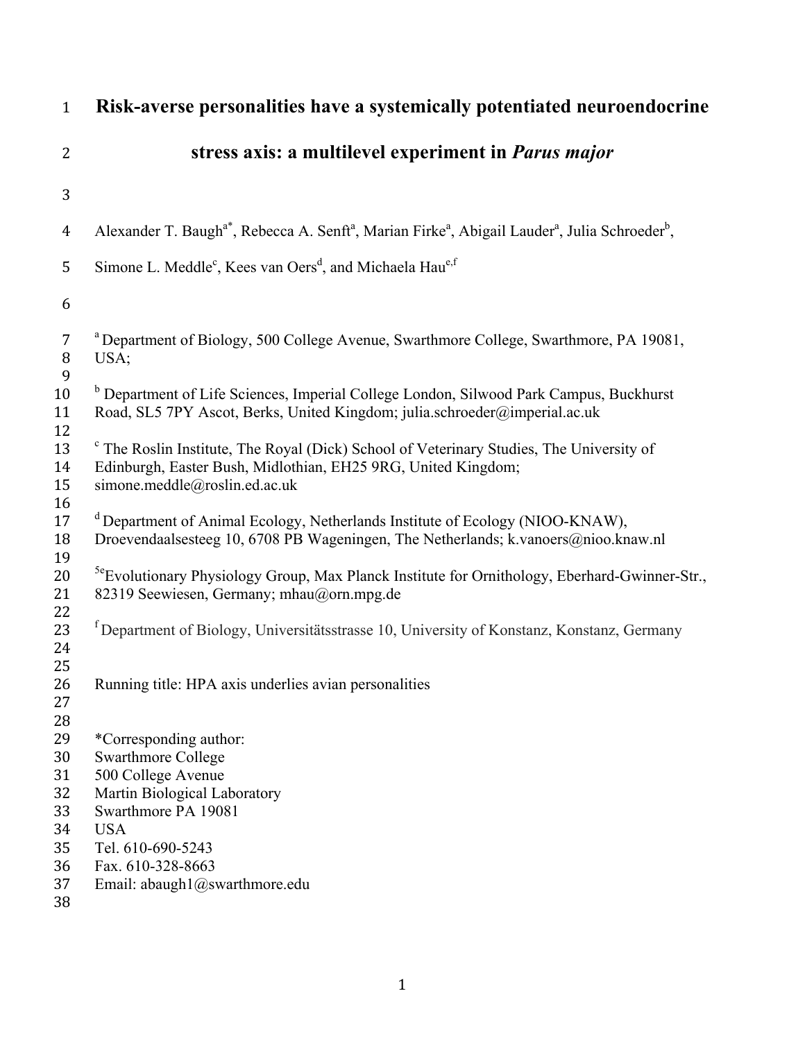# Risk-averse personalities have a systemically potentiated neuroendocrine stress axis: a multilevel experiment in *Parus major*

Alexander T. Baugh[a*], Rebecca A. Senft[a], Marian Firke[a], Abigail Lauder[a], Julia Schroeder[b], Simone L. Meddle[c], Kees van Oers[d], and Michaela Hau[e,f]

[a] Department of Biology, 500 College Avenue, Swarthmore College, Swarthmore, PA 19081, USA;

[b] Department of Life Sciences, Imperial College London, Silwood Park Campus, Buckhurst Road, SL5 7PY Ascot, Berks, United Kingdom; julia.schroeder@imperial.ac.uk

[c] The Roslin Institute, The Royal (Dick) School of Veterinary Studies, The University of Edinburgh, Easter Bush, Midlothian, EH25 9RG, United Kingdom; simone.meddle@roslin.ed.ac.uk

[d] Department of Animal Ecology, Netherlands Institute of Ecology (NIOO-KNAW), Droevendaalsesteeg 10, 6708 PB Wageningen, The Netherlands; k.vanoers@nioo.knaw.nl

[5e] Evolutionary Physiology Group, Max Planck Institute for Ornithology, Eberhard-Gwinner-Str., 82319 Seewiesen, Germany; mhau@orn.mpg.de

[f] Department of Biology, Universitätsstrasse 10, University of Konstanz, Konstanz, Germany

Running title: HPA axis underlies avian personalities

*Corresponding author:
Swarthmore College
500 College Avenue
Martin Biological Laboratory
Swarthmore PA 19081
USA
Tel. 610-690-5243
Fax. 610-328-8663
Email: abaugh1@swarthmore.edu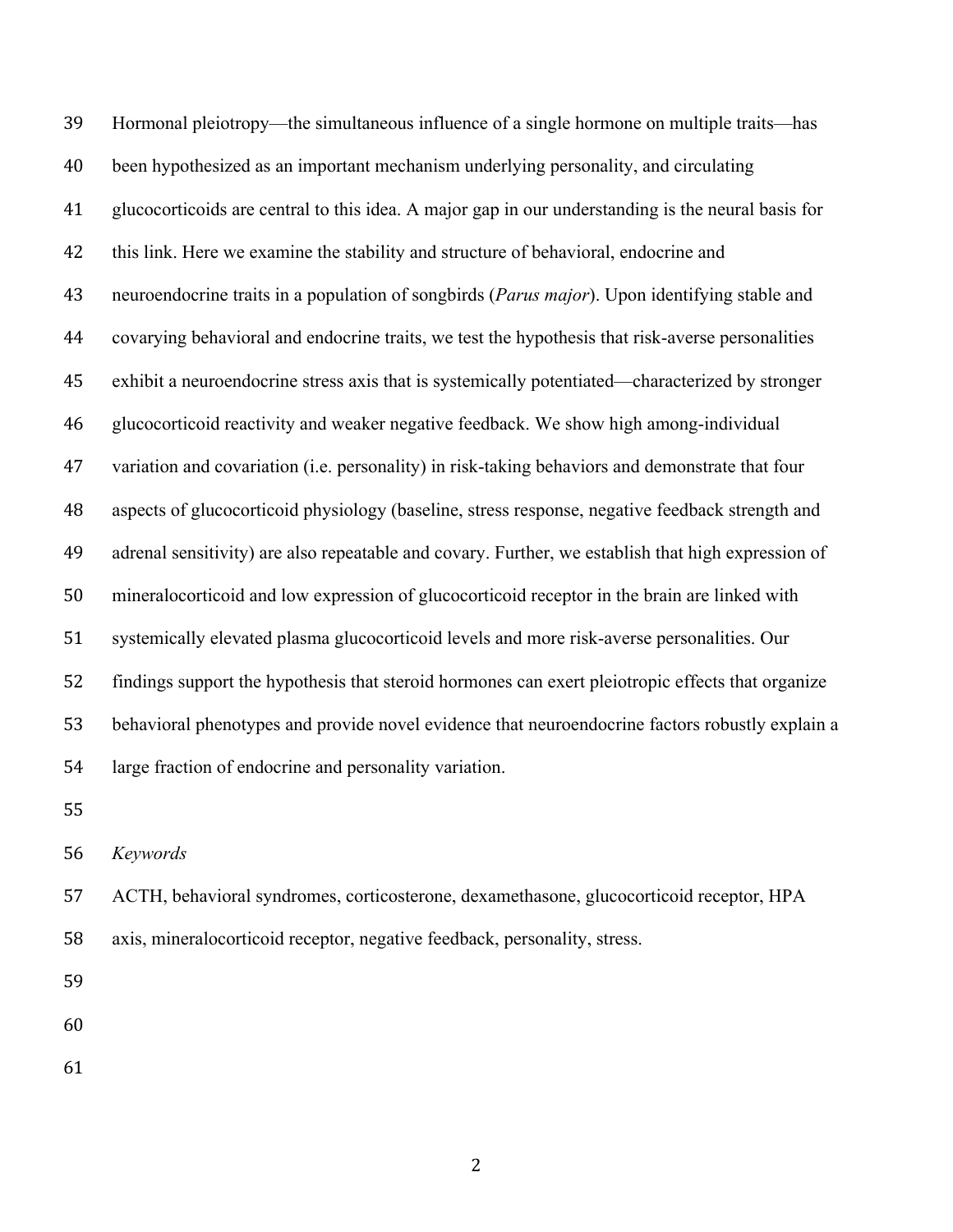Hormonal pleiotropy—the simultaneous influence of a single hormone on multiple traits—has been hypothesized as an important mechanism underlying personality, and circulating glucocorticoids are central to this idea. A major gap in our understanding is the neural basis for this link. Here we examine the stability and structure of behavioral, endocrine and neuroendocrine traits in a population of songbirds (*Parus major*). Upon identifying stable and covarying behavioral and endocrine traits, we test the hypothesis that risk-averse personalities exhibit a neuroendocrine stress axis that is systemically potentiated—characterized by stronger glucocorticoid reactivity and weaker negative feedback. We show high among-individual variation and covariation (i.e. personality) in risk-taking behaviors and demonstrate that four aspects of glucocorticoid physiology (baseline, stress response, negative feedback strength and adrenal sensitivity) are also repeatable and covary. Further, we establish that high expression of mineralocorticoid and low expression of glucocorticoid receptor in the brain are linked with systemically elevated plasma glucocorticoid levels and more risk-averse personalities. Our findings support the hypothesis that steroid hormones can exert pleiotropic effects that organize behavioral phenotypes and provide novel evidence that neuroendocrine factors robustly explain a large fraction of endocrine and personality variation.

*Keywords*

ACTH, behavioral syndromes, corticosterone, dexamethasone, glucocorticoid receptor, HPA axis, mineralocorticoid receptor, negative feedback, personality, stress.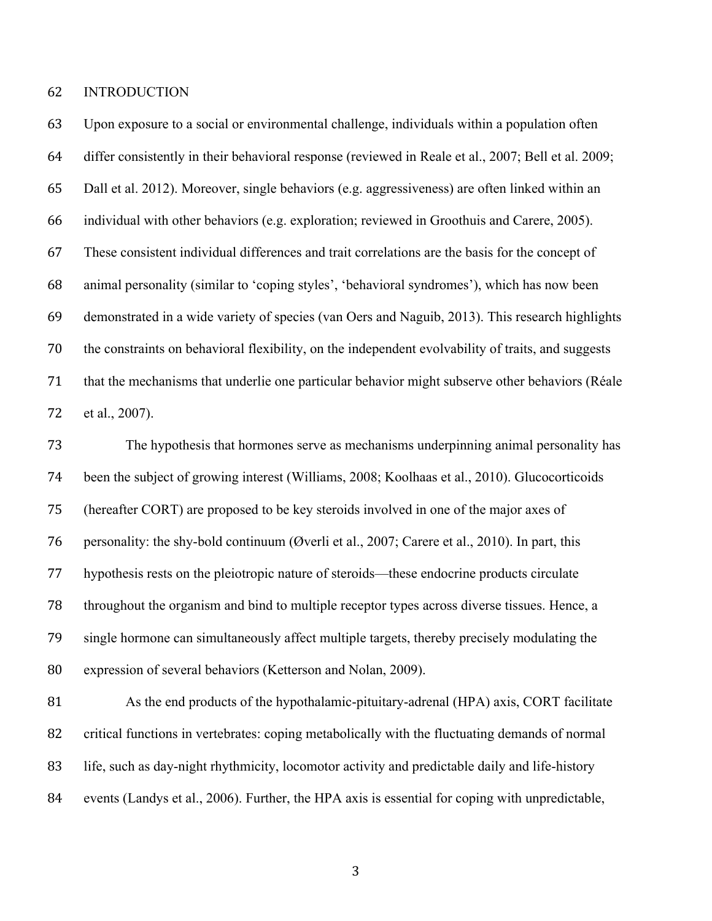## INTRODUCTION

Upon exposure to a social or environmental challenge, individuals within a population often differ consistently in their behavioral response (reviewed in Reale et al., 2007; Bell et al. 2009; Dall et al. 2012). Moreover, single behaviors (e.g. aggressiveness) are often linked within an individual with other behaviors (e.g. exploration; reviewed in Groothuis and Carere, 2005). These consistent individual differences and trait correlations are the basis for the concept of animal personality (similar to 'coping styles', 'behavioral syndromes'), which has now been demonstrated in a wide variety of species (van Oers and Naguib, 2013). This research highlights the constraints on behavioral flexibility, on the independent evolvability of traits, and suggests that the mechanisms that underlie one particular behavior might subserve other behaviors (Réale et al., 2007).

The hypothesis that hormones serve as mechanisms underpinning animal personality has been the subject of growing interest (Williams, 2008; Koolhaas et al., 2010). Glucocorticoids (hereafter CORT) are proposed to be key steroids involved in one of the major axes of personality: the shy-bold continuum (Øverli et al., 2007; Carere et al., 2010). In part, this hypothesis rests on the pleiotropic nature of steroids—these endocrine products circulate throughout the organism and bind to multiple receptor types across diverse tissues. Hence, a single hormone can simultaneously affect multiple targets, thereby precisely modulating the expression of several behaviors (Ketterson and Nolan, 2009).

As the end products of the hypothalamic-pituitary-adrenal (HPA) axis, CORT facilitate critical functions in vertebrates: coping metabolically with the fluctuating demands of normal life, such as day-night rhythmicity, locomotor activity and predictable daily and life-history events (Landys et al., 2006). Further, the HPA axis is essential for coping with unpredictable,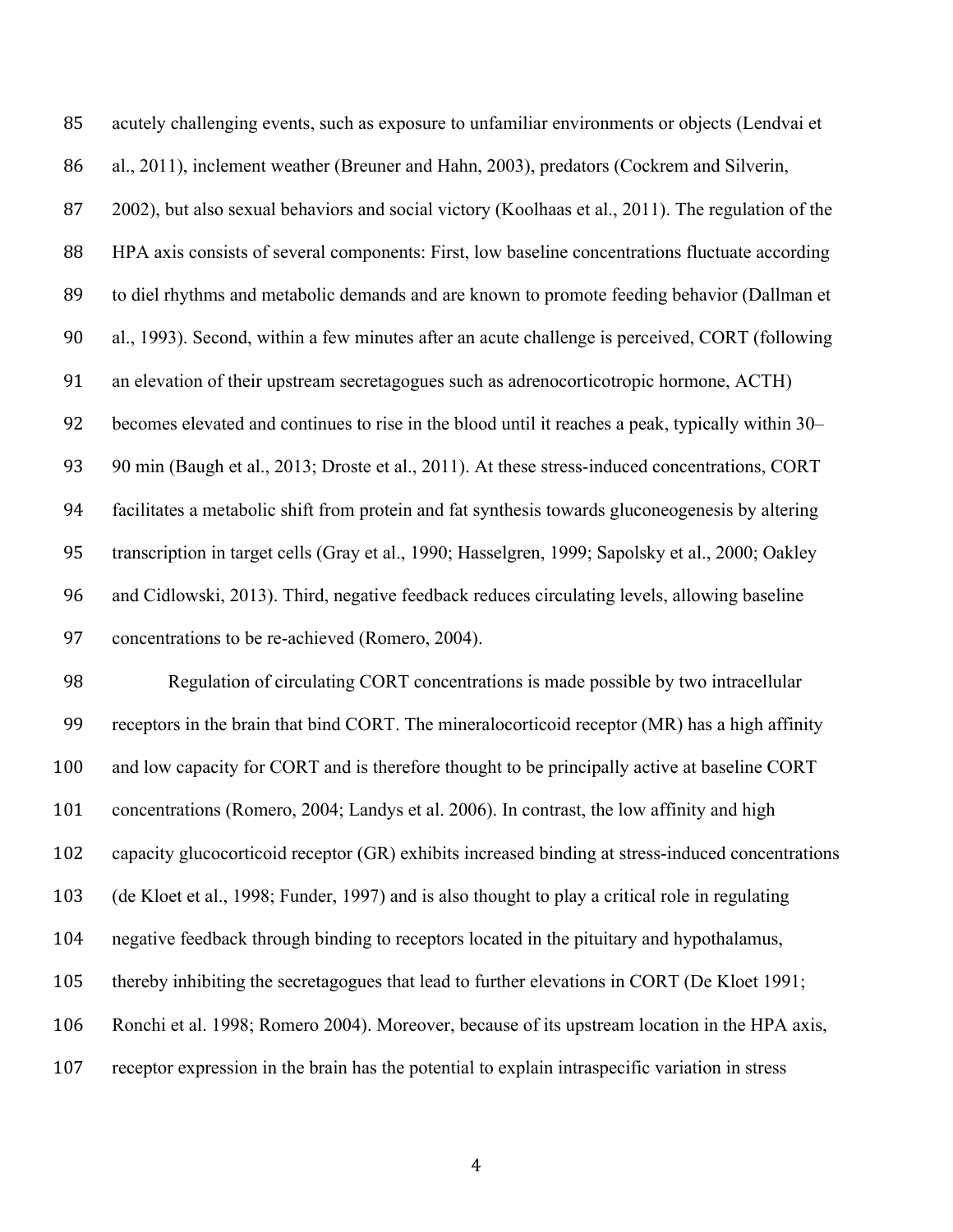acutely challenging events, such as exposure to unfamiliar environments or objects (Lendvai et al., 2011), inclement weather (Breuner and Hahn, 2003), predators (Cockrem and Silverin, 2002), but also sexual behaviors and social victory (Koolhaas et al., 2011). The regulation of the HPA axis consists of several components: First, low baseline concentrations fluctuate according to diel rhythms and metabolic demands and are known to promote feeding behavior (Dallman et al., 1993). Second, within a few minutes after an acute challenge is perceived, CORT (following an elevation of their upstream secretagogues such as adrenocorticotropic hormone, ACTH) becomes elevated and continues to rise in the blood until it reaches a peak, typically within 30–90 min (Baugh et al., 2013; Droste et al., 2011). At these stress-induced concentrations, CORT facilitates a metabolic shift from protein and fat synthesis towards gluconeogenesis by altering transcription in target cells (Gray et al., 1990; Hasselgren, 1999; Sapolsky et al., 2000; Oakley and Cidlowski, 2013). Third, negative feedback reduces circulating levels, allowing baseline concentrations to be re-achieved (Romero, 2004).

Regulation of circulating CORT concentrations is made possible by two intracellular receptors in the brain that bind CORT. The mineralocorticoid receptor (MR) has a high affinity and low capacity for CORT and is therefore thought to be principally active at baseline CORT concentrations (Romero, 2004; Landys et al. 2006). In contrast, the low affinity and high capacity glucocorticoid receptor (GR) exhibits increased binding at stress-induced concentrations (de Kloet et al., 1998; Funder, 1997) and is also thought to play a critical role in regulating negative feedback through binding to receptors located in the pituitary and hypothalamus, thereby inhibiting the secretagogues that lead to further elevations in CORT (De Kloet 1991; Ronchi et al. 1998; Romero 2004). Moreover, because of its upstream location in the HPA axis, receptor expression in the brain has the potential to explain intraspecific variation in stress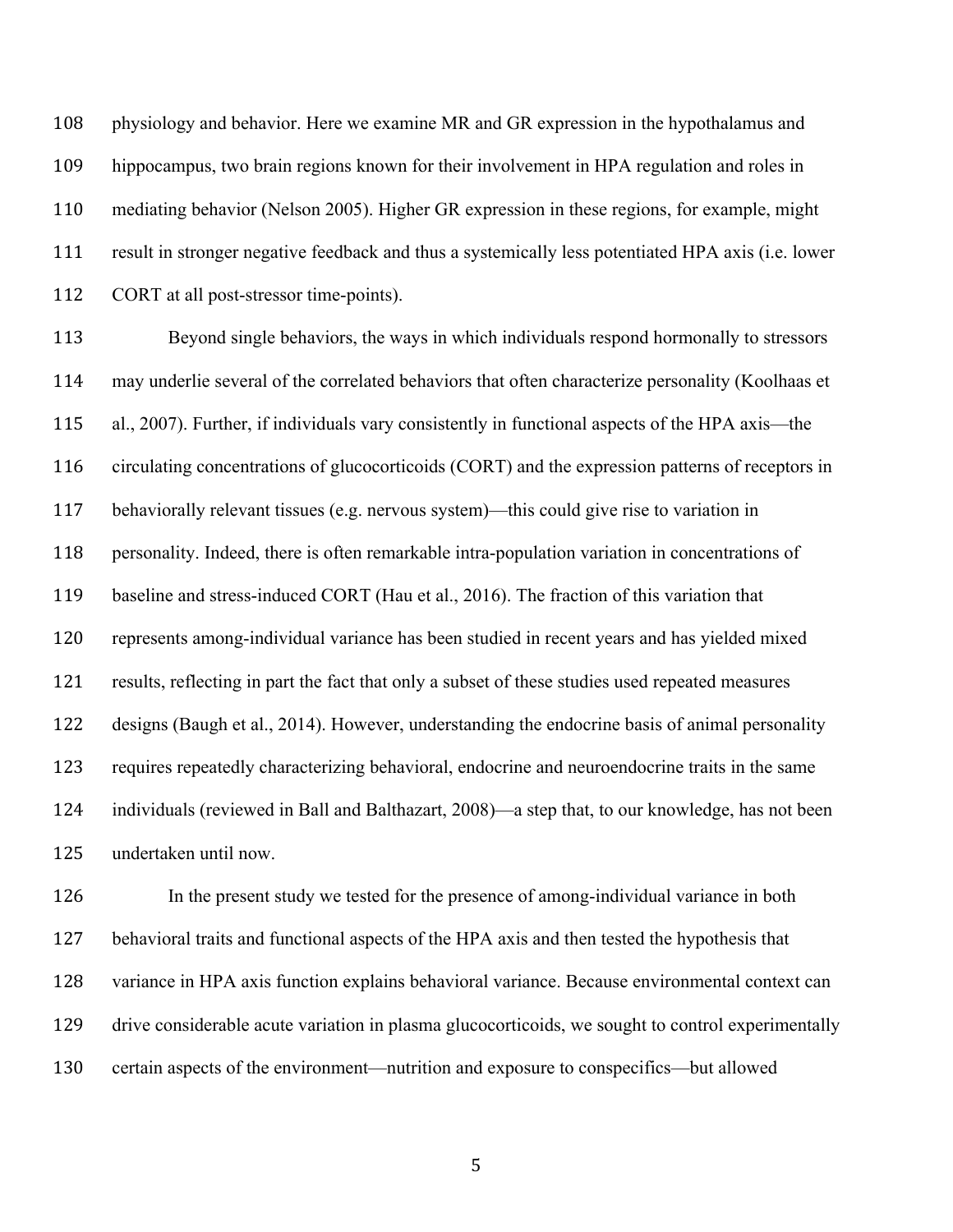physiology and behavior. Here we examine MR and GR expression in the hypothalamus and hippocampus, two brain regions known for their involvement in HPA regulation and roles in mediating behavior (Nelson 2005). Higher GR expression in these regions, for example, might result in stronger negative feedback and thus a systemically less potentiated HPA axis (i.e. lower CORT at all post-stressor time-points).

Beyond single behaviors, the ways in which individuals respond hormonally to stressors may underlie several of the correlated behaviors that often characterize personality (Koolhaas et al., 2007). Further, if individuals vary consistently in functional aspects of the HPA axis—the circulating concentrations of glucocorticoids (CORT) and the expression patterns of receptors in behaviorally relevant tissues (e.g. nervous system)—this could give rise to variation in personality. Indeed, there is often remarkable intra-population variation in concentrations of baseline and stress-induced CORT (Hau et al., 2016). The fraction of this variation that represents among-individual variance has been studied in recent years and has yielded mixed results, reflecting in part the fact that only a subset of these studies used repeated measures designs (Baugh et al., 2014). However, understanding the endocrine basis of animal personality requires repeatedly characterizing behavioral, endocrine and neuroendocrine traits in the same individuals (reviewed in Ball and Balthazart, 2008)—a step that, to our knowledge, has not been undertaken until now.

In the present study we tested for the presence of among-individual variance in both behavioral traits and functional aspects of the HPA axis and then tested the hypothesis that variance in HPA axis function explains behavioral variance. Because environmental context can drive considerable acute variation in plasma glucocorticoids, we sought to control experimentally certain aspects of the environment—nutrition and exposure to conspecifics—but allowed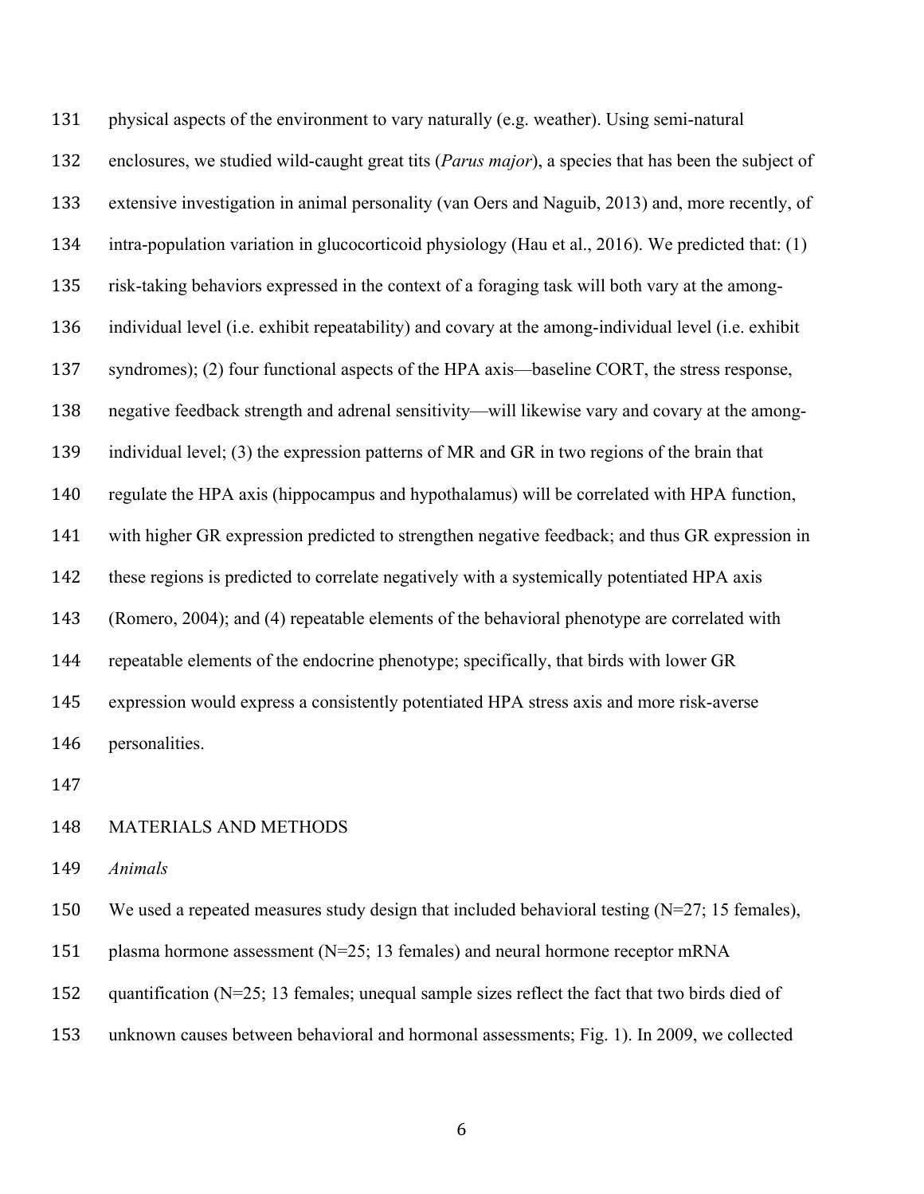physical aspects of the environment to vary naturally (e.g. weather). Using semi-natural enclosures, we studied wild-caught great tits (*Parus major*), a species that has been the subject of extensive investigation in animal personality (van Oers and Naguib, 2013) and, more recently, of intra-population variation in glucocorticoid physiology (Hau et al., 2016). We predicted that: (1) risk-taking behaviors expressed in the context of a foraging task will both vary at the among-individual level (i.e. exhibit repeatability) and covary at the among-individual level (i.e. exhibit syndromes); (2) four functional aspects of the HPA axis—baseline CORT, the stress response, negative feedback strength and adrenal sensitivity—will likewise vary and covary at the among-individual level; (3) the expression patterns of MR and GR in two regions of the brain that regulate the HPA axis (hippocampus and hypothalamus) will be correlated with HPA function, with higher GR expression predicted to strengthen negative feedback; and thus GR expression in these regions is predicted to correlate negatively with a systemically potentiated HPA axis (Romero, 2004); and (4) repeatable elements of the behavioral phenotype are correlated with repeatable elements of the endocrine phenotype; specifically, that birds with lower GR expression would express a consistently potentiated HPA stress axis and more risk-averse personalities.

## MATERIALS AND METHODS

### *Animals*

We used a repeated measures study design that included behavioral testing (N=27; 15 females), plasma hormone assessment (N=25; 13 females) and neural hormone receptor mRNA quantification (N=25; 13 females; unequal sample sizes reflect the fact that two birds died of unknown causes between behavioral and hormonal assessments; Fig. 1). In 2009, we collected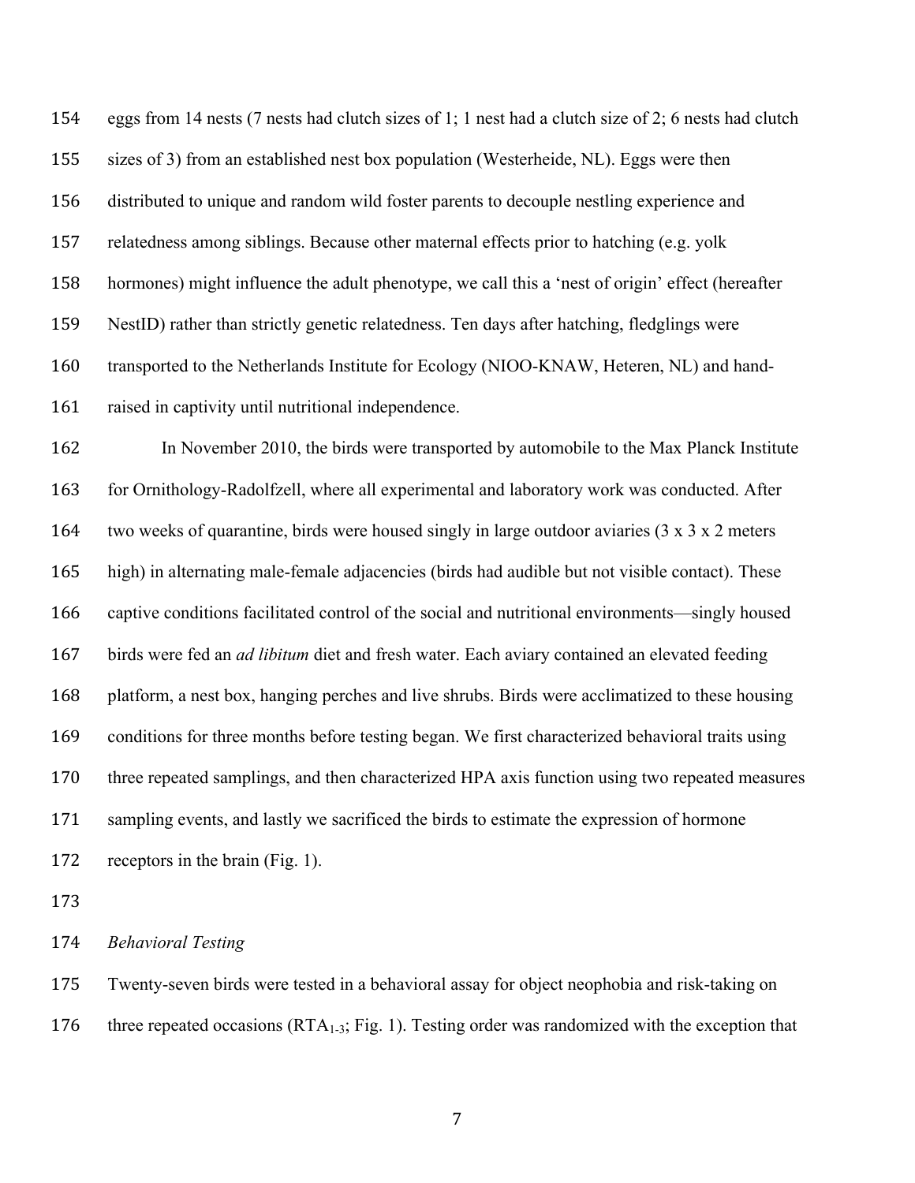eggs from 14 nests (7 nests had clutch sizes of 1; 1 nest had a clutch size of 2; 6 nests had clutch sizes of 3) from an established nest box population (Westerheide, NL). Eggs were then distributed to unique and random wild foster parents to decouple nestling experience and relatedness among siblings. Because other maternal effects prior to hatching (e.g. yolk hormones) might influence the adult phenotype, we call this a 'nest of origin' effect (hereafter NestID) rather than strictly genetic relatedness. Ten days after hatching, fledglings were transported to the Netherlands Institute for Ecology (NIOO-KNAW, Heteren, NL) and hand-raised in captivity until nutritional independence.

In November 2010, the birds were transported by automobile to the Max Planck Institute for Ornithology-Radolfzell, where all experimental and laboratory work was conducted. After two weeks of quarantine, birds were housed singly in large outdoor aviaries (3 x 3 x 2 meters high) in alternating male-female adjacencies (birds had audible but not visible contact). These captive conditions facilitated control of the social and nutritional environments—singly housed birds were fed an *ad libitum* diet and fresh water. Each aviary contained an elevated feeding platform, a nest box, hanging perches and live shrubs. Birds were acclimatized to these housing conditions for three months before testing began. We first characterized behavioral traits using three repeated samplings, and then characterized HPA axis function using two repeated measures sampling events, and lastly we sacrificed the birds to estimate the expression of hormone receptors in the brain (Fig. 1).

### *Behavioral Testing*

Twenty-seven birds were tested in a behavioral assay for object neophobia and risk-taking on three repeated occasions ($RTA_{1\text{-}3}$; Fig. 1). Testing order was randomized with the exception that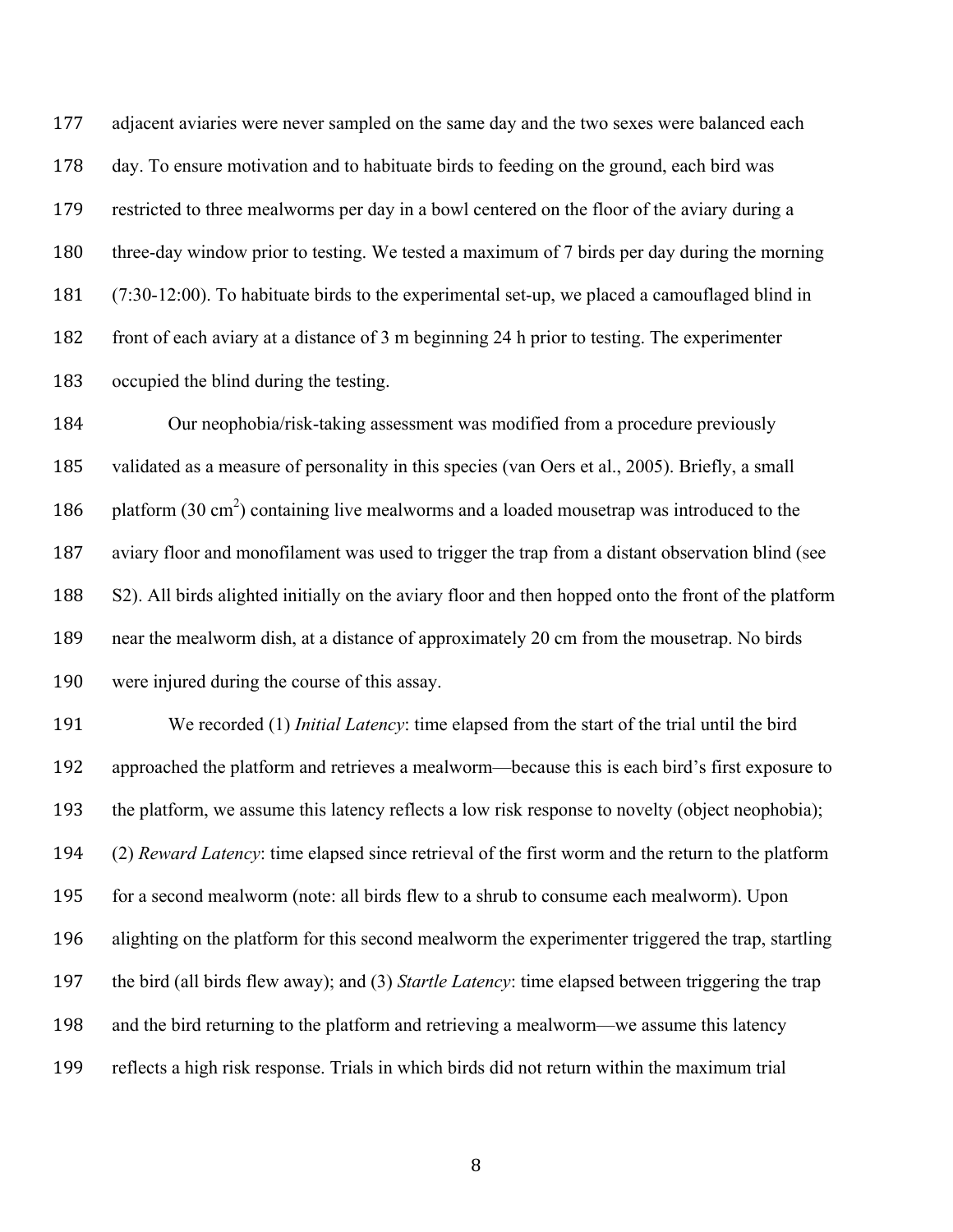adjacent aviaries were never sampled on the same day and the two sexes were balanced each day. To ensure motivation and to habituate birds to feeding on the ground, each bird was restricted to three mealworms per day in a bowl centered on the floor of the aviary during a three-day window prior to testing. We tested a maximum of 7 birds per day during the morning (7:30-12:00). To habituate birds to the experimental set-up, we placed a camouflaged blind in front of each aviary at a distance of 3 m beginning 24 h prior to testing. The experimenter occupied the blind during the testing.

Our neophobia/risk-taking assessment was modified from a procedure previously validated as a measure of personality in this species (van Oers et al., 2005). Briefly, a small platform (30 $cm^2$) containing live mealworms and a loaded mousetrap was introduced to the aviary floor and monofilament was used to trigger the trap from a distant observation blind (see S2). All birds alighted initially on the aviary floor and then hopped onto the front of the platform near the mealworm dish, at a distance of approximately 20 cm from the mousetrap. No birds were injured during the course of this assay.

We recorded (1) *Initial Latency*: time elapsed from the start of the trial until the bird approached the platform and retrieves a mealworm—because this is each bird's first exposure to the platform, we assume this latency reflects a low risk response to novelty (object neophobia); (2) *Reward Latency*: time elapsed since retrieval of the first worm and the return to the platform for a second mealworm (note: all birds flew to a shrub to consume each mealworm). Upon alighting on the platform for this second mealworm the experimenter triggered the trap, startling the bird (all birds flew away); and (3) *Startle Latency*: time elapsed between triggering the trap and the bird returning to the platform and retrieving a mealworm—we assume this latency reflects a high risk response. Trials in which birds did not return within the maximum trial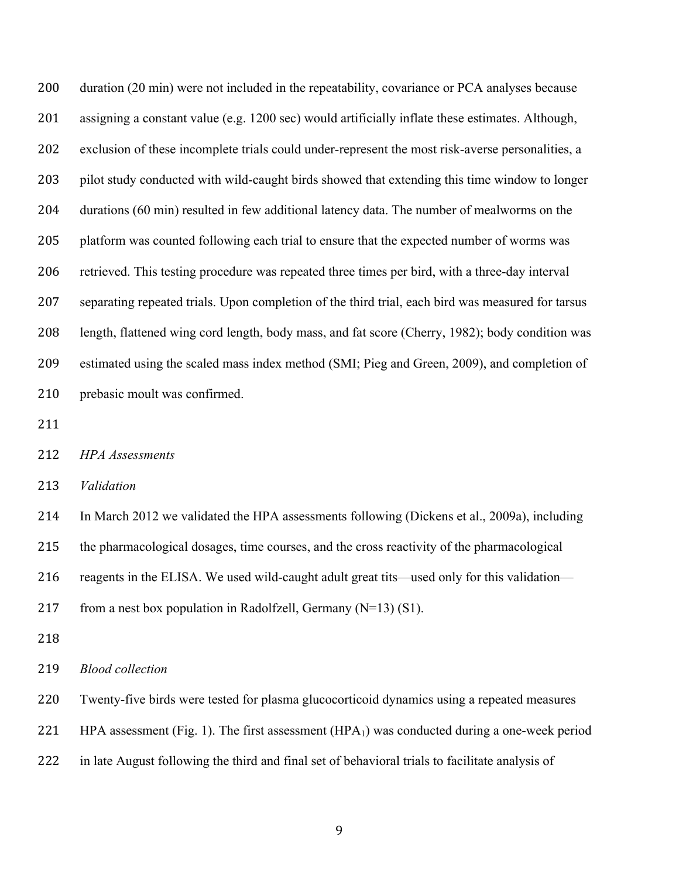duration (20 min) were not included in the repeatability, covariance or PCA analyses because assigning a constant value (e.g. 1200 sec) would artificially inflate these estimates. Although, exclusion of these incomplete trials could under-represent the most risk-averse personalities, a pilot study conducted with wild-caught birds showed that extending this time window to longer durations (60 min) resulted in few additional latency data. The number of mealworms on the platform was counted following each trial to ensure that the expected number of worms was retrieved. This testing procedure was repeated three times per bird, with a three-day interval separating repeated trials. Upon completion of the third trial, each bird was measured for tarsus length, flattened wing cord length, body mass, and fat score (Cherry, 1982); body condition was estimated using the scaled mass index method (SMI; Pieg and Green, 2009), and completion of prebasic moult was confirmed.

*HPA Assessments*

*Validation*

In March 2012 we validated the HPA assessments following (Dickens et al., 2009a), including the pharmacological dosages, time courses, and the cross reactivity of the pharmacological reagents in the ELISA. We used wild-caught adult great tits—used only for this validation—from a nest box population in Radolfzell, Germany (N=13) (S1).

*Blood collection*

Twenty-five birds were tested for plasma glucocorticoid dynamics using a repeated measures HPA assessment (Fig. 1). The first assessment ($HPA_1$) was conducted during a one-week period in late August following the third and final set of behavioral trials to facilitate analysis of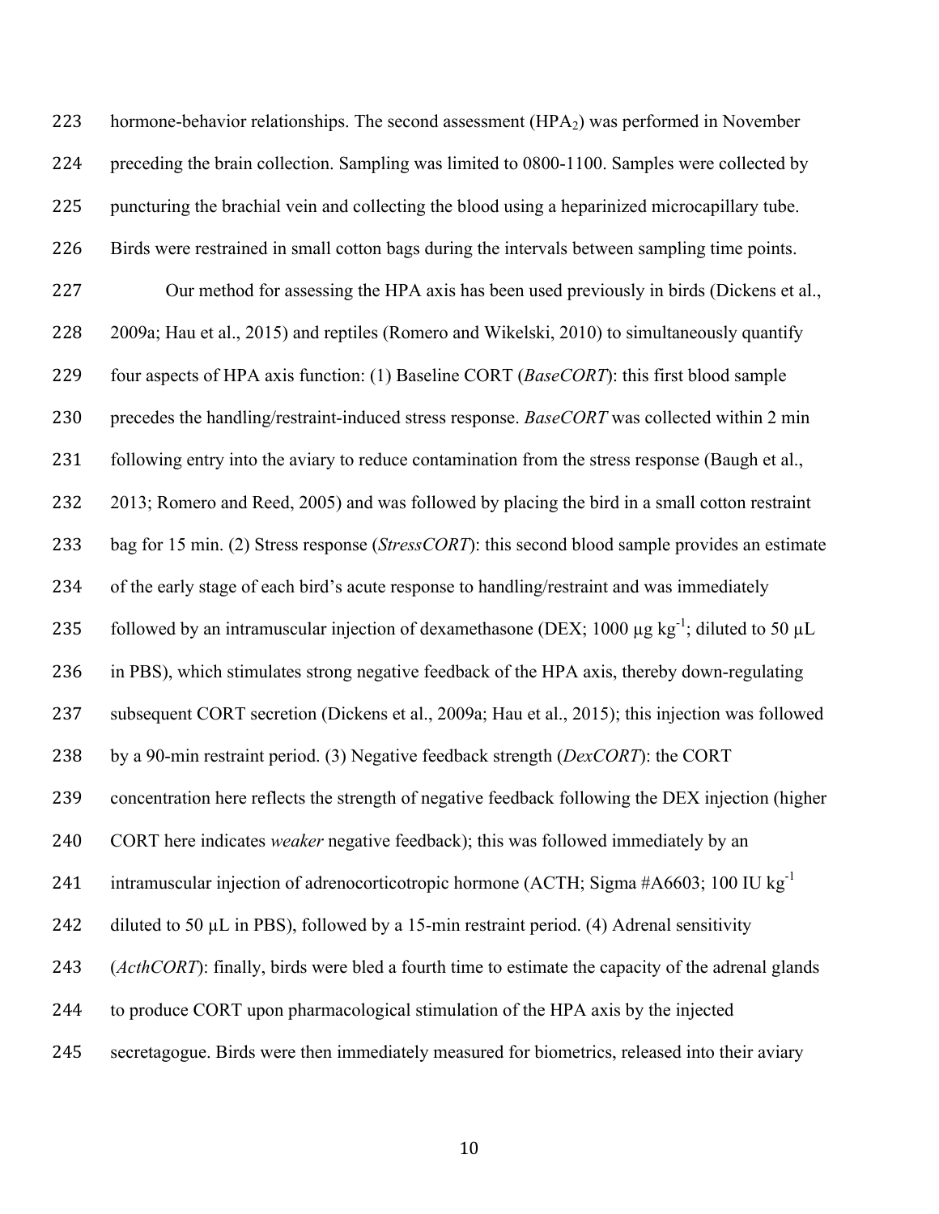hormone-behavior relationships. The second assessment ($HPA_2$) was performed in November preceding the brain collection. Sampling was limited to 0800-1100. Samples were collected by puncturing the brachial vein and collecting the blood using a heparinized microcapillary tube. Birds were restrained in small cotton bags during the intervals between sampling time points.

Our method for assessing the HPA axis has been used previously in birds (Dickens et al., 2009a; Hau et al., 2015) and reptiles (Romero and Wikelski, 2010) to simultaneously quantify four aspects of HPA axis function: (1) Baseline CORT (*BaseCORT*): this first blood sample precedes the handling/restraint-induced stress response. *BaseCORT* was collected within 2 min following entry into the aviary to reduce contamination from the stress response (Baugh et al., 2013; Romero and Reed, 2005) and was followed by placing the bird in a small cotton restraint bag for 15 min. (2) Stress response (*StressCORT*): this second blood sample provides an estimate of the early stage of each bird's acute response to handling/restraint and was immediately followed by an intramuscular injection of dexamethasone (DEX; 1000 µg $kg^{-1}$; diluted to 50 µL in PBS), which stimulates strong negative feedback of the HPA axis, thereby down-regulating subsequent CORT secretion (Dickens et al., 2009a; Hau et al., 2015); this injection was followed by a 90-min restraint period. (3) Negative feedback strength (*DexCORT*): the CORT concentration here reflects the strength of negative feedback following the DEX injection (higher CORT here indicates *weaker* negative feedback); this was followed immediately by an intramuscular injection of adrenocorticotropic hormone (ACTH; Sigma #A6603; 100 IU $kg^{-1}$ diluted to 50 µL in PBS), followed by a 15-min restraint period. (4) Adrenal sensitivity (*ActhCORT*): finally, birds were bled a fourth time to estimate the capacity of the adrenal glands to produce CORT upon pharmacological stimulation of the HPA axis by the injected secretagogue. Birds were then immediately measured for biometrics, released into their aviary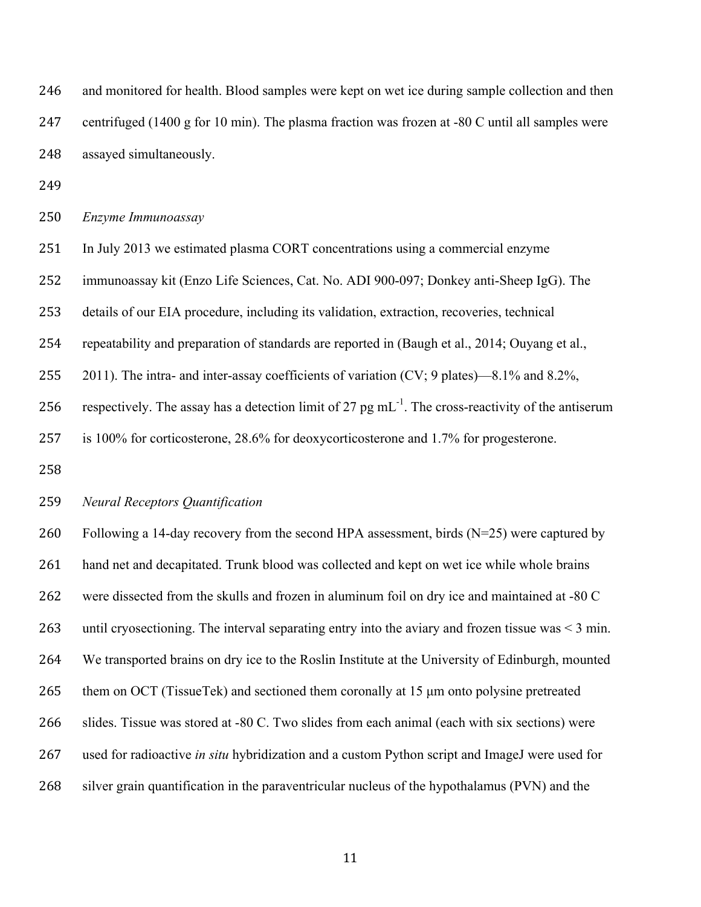and monitored for health. Blood samples were kept on wet ice during sample collection and then centrifuged (1400 g for 10 min). The plasma fraction was frozen at -80 C until all samples were assayed simultaneously.

*Enzyme Immunoassay*

In July 2013 we estimated plasma CORT concentrations using a commercial enzyme immunoassay kit (Enzo Life Sciences, Cat. No. ADI 900-097; Donkey anti-Sheep IgG). The details of our EIA procedure, including its validation, extraction, recoveries, technical repeatability and preparation of standards are reported in (Baugh et al., 2014; Ouyang et al., 2011). The intra- and inter-assay coefficients of variation (CV; 9 plates)—8.1% and 8.2%, respectively. The assay has a detection limit of 27 pg $mL^{-1}$. The cross-reactivity of the antiserum is 100% for corticosterone, 28.6% for deoxycorticosterone and 1.7% for progesterone.

*Neural Receptors Quantification*

Following a 14-day recovery from the second HPA assessment, birds (N=25) were captured by hand net and decapitated. Trunk blood was collected and kept on wet ice while whole brains were dissected from the skulls and frozen in aluminum foil on dry ice and maintained at -80 C until cryosectioning. The interval separating entry into the aviary and frozen tissue was < 3 min. We transported brains on dry ice to the Roslin Institute at the University of Edinburgh, mounted them on OCT (TissueTek) and sectioned them coronally at 15 μm onto polysine pretreated slides. Tissue was stored at -80 C. Two slides from each animal (each with six sections) were used for radioactive *in situ* hybridization and a custom Python script and ImageJ were used for silver grain quantification in the paraventricular nucleus of the hypothalamus (PVN) and the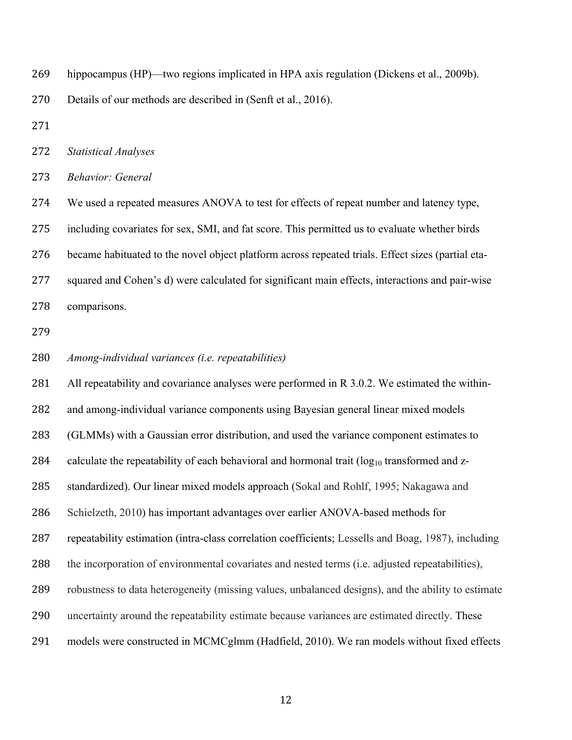hippocampus (HP)—two regions implicated in HPA axis regulation (Dickens et al., 2009b). Details of our methods are described in (Senft et al., 2016).

*Statistical Analyses*

*Behavior: General*

We used a repeated measures ANOVA to test for effects of repeat number and latency type, including covariates for sex, SMI, and fat score. This permitted us to evaluate whether birds became habituated to the novel object platform across repeated trials. Effect sizes (partial eta-squared and Cohen's d) were calculated for significant main effects, interactions and pair-wise comparisons.

*Among-individual variances (i.e. repeatabilities)*

All repeatability and covariance analyses were performed in R 3.0.2. We estimated the within- and among-individual variance components using Bayesian general linear mixed models (GLMMs) with a Gaussian error distribution, and used the variance component estimates to calculate the repeatability of each behavioral and hormonal trait ($\log_{10}$ transformed and z-standardized). Our linear mixed models approach (Sokal and Rohlf, 1995; Nakagawa and Schielzeth, 2010) has important advantages over earlier ANOVA-based methods for repeatability estimation (intra-class correlation coefficients; Lessells and Boag, 1987), including the incorporation of environmental covariates and nested terms (i.e. adjusted repeatabilities), robustness to data heterogeneity (missing values, unbalanced designs), and the ability to estimate uncertainty around the repeatability estimate because variances are estimated directly. These models were constructed in MCMCglmm (Hadfield, 2010). We ran models without fixed effects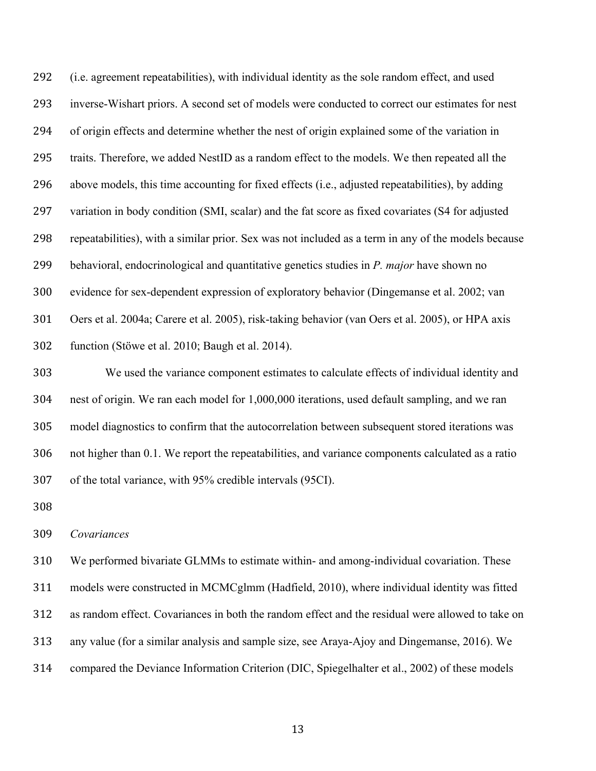(i.e. agreement repeatabilities), with individual identity as the sole random effect, and used inverse-Wishart priors. A second set of models were conducted to correct our estimates for nest of origin effects and determine whether the nest of origin explained some of the variation in traits. Therefore, we added NestID as a random effect to the models. We then repeated all the above models, this time accounting for fixed effects (i.e., adjusted repeatabilities), by adding variation in body condition (SMI, scalar) and the fat score as fixed covariates (S4 for adjusted repeatabilities), with a similar prior. Sex was not included as a term in any of the models because behavioral, endocrinological and quantitative genetics studies in *P. major* have shown no evidence for sex-dependent expression of exploratory behavior (Dingemanse et al. 2002; van Oers et al. 2004a; Carere et al. 2005), risk-taking behavior (van Oers et al. 2005), or HPA axis function (Stöwe et al. 2010; Baugh et al. 2014).

We used the variance component estimates to calculate effects of individual identity and nest of origin. We ran each model for 1,000,000 iterations, used default sampling, and we ran model diagnostics to confirm that the autocorrelation between subsequent stored iterations was not higher than 0.1. We report the repeatabilities, and variance components calculated as a ratio of the total variance, with 95% credible intervals (95CI).

*Covariances*

We performed bivariate GLMMs to estimate within- and among-individual covariation. These models were constructed in MCMCglmm (Hadfield, 2010), where individual identity was fitted as random effect. Covariances in both the random effect and the residual were allowed to take on any value (for a similar analysis and sample size, see Araya-Ajoy and Dingemanse, 2016). We compared the Deviance Information Criterion (DIC, Spiegelhalter et al., 2002) of these models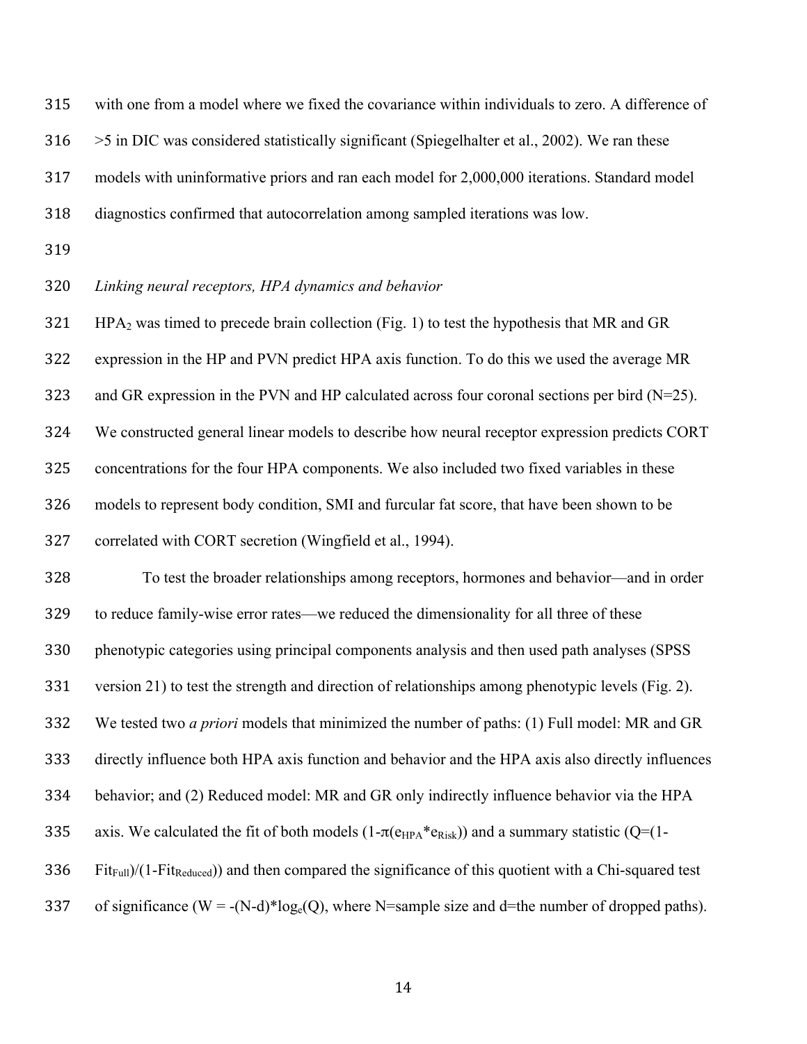with one from a model where we fixed the covariance within individuals to zero. A difference of >5 in DIC was considered statistically significant (Spiegelhalter et al., 2002). We ran these models with uninformative priors and ran each model for 2,000,000 iterations. Standard model diagnostics confirmed that autocorrelation among sampled iterations was low.

*Linking neural receptors, HPA dynamics and behavior*

$HPA_2$ was timed to precede brain collection (Fig. 1) to test the hypothesis that MR and GR expression in the HP and PVN predict HPA axis function. To do this we used the average MR and GR expression in the PVN and HP calculated across four coronal sections per bird (N=25). We constructed general linear models to describe how neural receptor expression predicts CORT concentrations for the four HPA components. We also included two fixed variables in these models to represent body condition, SMI and furcular fat score, that have been shown to be correlated with CORT secretion (Wingfield et al., 1994).

To test the broader relationships among receptors, hormones and behavior—and in order to reduce family-wise error rates—we reduced the dimensionality for all three of these phenotypic categories using principal components analysis and then used path analyses (SPSS version 21) to test the strength and direction of relationships among phenotypic levels (Fig. 2). We tested two *a priori* models that minimized the number of paths: (1) Full model: MR and GR directly influence both HPA axis function and behavior and the HPA axis also directly influences behavior; and (2) Reduced model: MR and GR only indirectly influence behavior via the HPA axis. We calculated the fit of both models ($1-\pi(e_{HPA}*e_{Risk})$) and a summary statistic ($Q=(1-Fit_{Full})/(1-Fit_{Reduced})$) and then compared the significance of this quotient with a Chi-squared test of significance ($W = -(N-d)*\log_e(Q)$, where N=sample size and d=the number of dropped paths).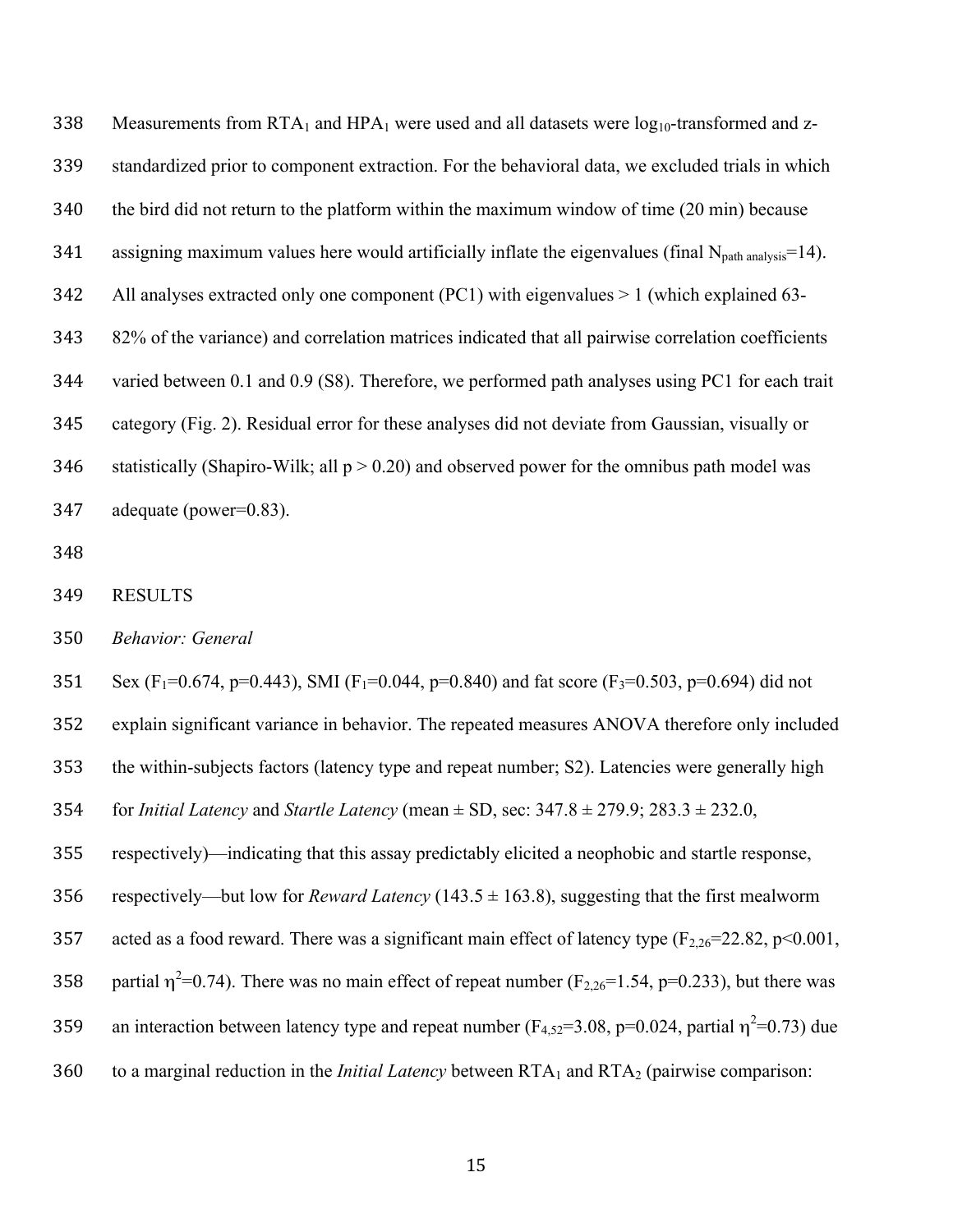Measurements from $RTA_1$ and $HPA_1$ were used and all datasets were $log_{10}$-transformed and z-standardized prior to component extraction. For the behavioral data, we excluded trials in which the bird did not return to the platform within the maximum window of time (20 min) because assigning maximum values here would artificially inflate the eigenvalues (final $N_{path\ analysis}=14$). All analyses extracted only one component (PC1) with eigenvalues > 1 (which explained 63-82% of the variance) and correlation matrices indicated that all pairwise correlation coefficients varied between 0.1 and 0.9 (S8). Therefore, we performed path analyses using PC1 for each trait category (Fig. 2). Residual error for these analyses did not deviate from Gaussian, visually or statistically (Shapiro-Wilk; all $p > 0.20$) and observed power for the omnibus path model was adequate (power=0.83).

## RESULTS

### *Behavior: General*

Sex ($F_1=0.674$, $p=0.443$), SMI ($F_1=0.044$, $p=0.840$) and fat score ($F_3=0.503$, $p=0.694$) did not explain significant variance in behavior. The repeated measures ANOVA therefore only included the within-subjects factors (latency type and repeat number; S2). Latencies were generally high for *Initial Latency* and *Startle Latency* (mean ± SD, sec: 347.8 ± 279.9; 283.3 ± 232.0, respectively)—indicating that this assay predictably elicited a neophobic and startle response, respectively—but low for *Reward Latency* (143.5 ± 163.8), suggesting that the first mealworm acted as a food reward. There was a significant main effect of latency type ($F_{2,26}=22.82$, $p<0.001$, partial $\eta^2=0.74$). There was no main effect of repeat number ($F_{2,26}=1.54$, $p=0.233$), but there was an interaction between latency type and repeat number ($F_{4,52}=3.08$, $p=0.024$, partial $\eta^2=0.73$) due to a marginal reduction in the *Initial Latency* between $RTA_1$ and $RTA_2$ (pairwise comparison: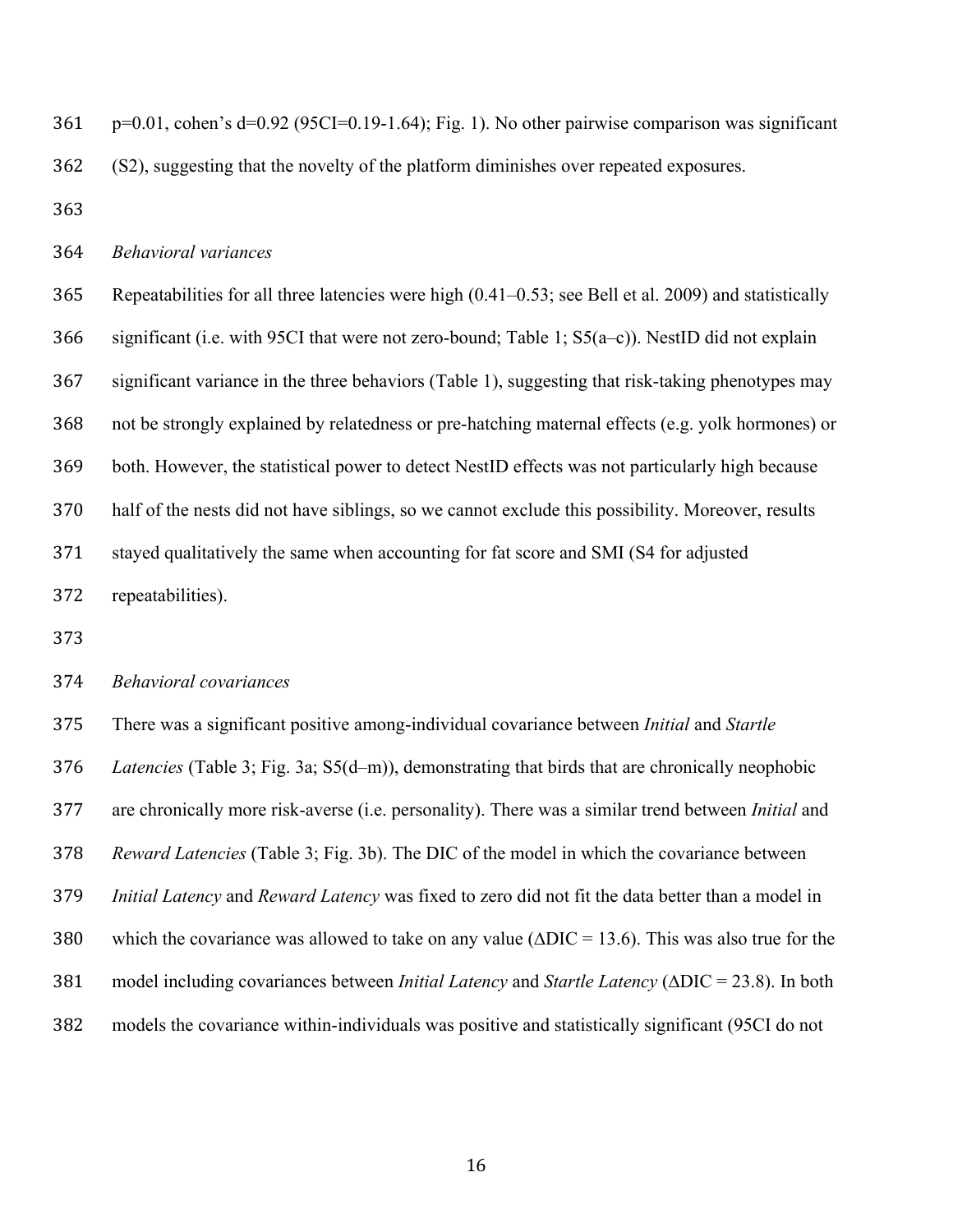p=0.01, cohen's d=0.92 (95CI=0.19-1.64); Fig. 1). No other pairwise comparison was significant (S2), suggesting that the novelty of the platform diminishes over repeated exposures.

*Behavioral variances*

Repeatabilities for all three latencies were high (0.41–0.53; see Bell et al. 2009) and statistically significant (i.e. with 95CI that were not zero-bound; Table 1; S5(a–c)). NestID did not explain significant variance in the three behaviors (Table 1), suggesting that risk-taking phenotypes may not be strongly explained by relatedness or pre-hatching maternal effects (e.g. yolk hormones) or both. However, the statistical power to detect NestID effects was not particularly high because half of the nests did not have siblings, so we cannot exclude this possibility. Moreover, results stayed qualitatively the same when accounting for fat score and SMI (S4 for adjusted repeatabilities).

*Behavioral covariances*

There was a significant positive among-individual covariance between *Initial* and *Startle Latencies* (Table 3; Fig. 3a; S5(d–m)), demonstrating that birds that are chronically neophobic are chronically more risk-averse (i.e. personality). There was a similar trend between *Initial* and *Reward Latencies* (Table 3; Fig. 3b). The DIC of the model in which the covariance between *Initial Latency* and *Reward Latency* was fixed to zero did not fit the data better than a model in which the covariance was allowed to take on any value ($\Delta$DIC = 13.6). This was also true for the model including covariances between *Initial Latency* and *Startle Latency* ($\Delta$DIC = 23.8). In both models the covariance within-individuals was positive and statistically significant (95CI do not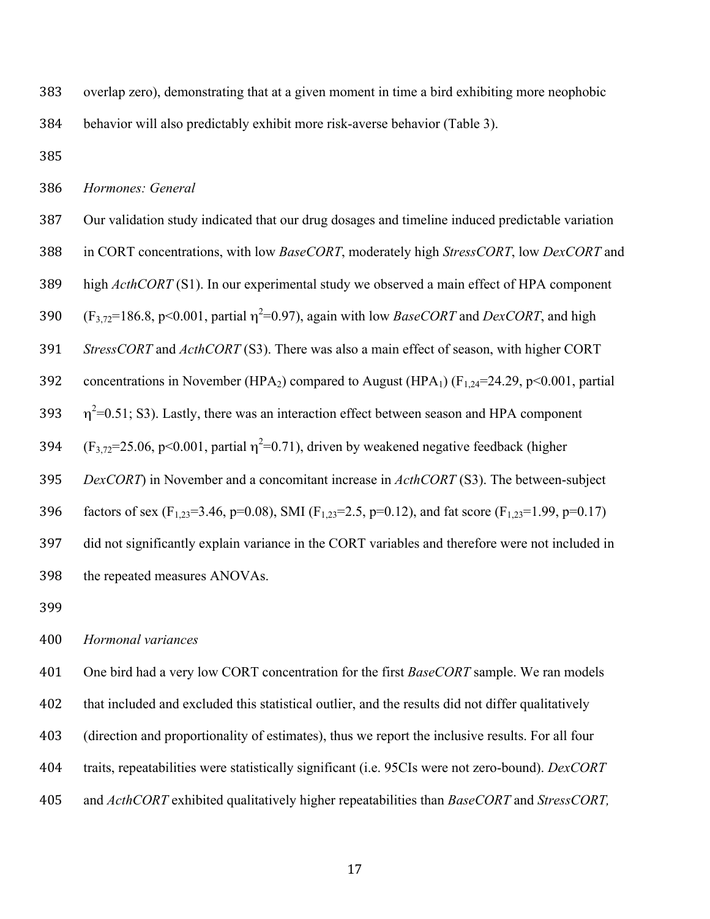overlap zero), demonstrating that at a given moment in time a bird exhibiting more neophobic behavior will also predictably exhibit more risk-averse behavior (Table 3).

*Hormones: General*

Our validation study indicated that our drug dosages and timeline induced predictable variation in CORT concentrations, with low *BaseCORT*, moderately high *StressCORT*, low *DexCORT* and high *ActhCORT* (S1). In our experimental study we observed a main effect of HPA component ($F_{3,72}$=186.8, p<0.001, partial $\eta^2$=0.97), again with low *BaseCORT* and *DexCORT*, and high *StressCORT* and *ActhCORT* (S3). There was also a main effect of season, with higher CORT concentrations in November ($HPA_2$) compared to August ($HPA_1$) ($F_{1,24}$=24.29, p<0.001, partial $\eta^2$=0.51; S3). Lastly, there was an interaction effect between season and HPA component ($F_{3,72}$=25.06, p<0.001, partial $\eta^2$=0.71), driven by weakened negative feedback (higher *DexCORT*) in November and a concomitant increase in *ActhCORT* (S3). The between-subject factors of sex ($F_{1,23}$=3.46, p=0.08), SMI ($F_{1,23}$=2.5, p=0.12), and fat score ($F_{1,23}$=1.99, p=0.17) did not significantly explain variance in the CORT variables and therefore were not included in the repeated measures ANOVAs.

*Hormonal variances*

One bird had a very low CORT concentration for the first *BaseCORT* sample. We ran models that included and excluded this statistical outlier, and the results did not differ qualitatively (direction and proportionality of estimates), thus we report the inclusive results. For all four traits, repeatabilities were statistically significant (i.e. 95CIs were not zero-bound). *DexCORT* and *ActhCORT* exhibited qualitatively higher repeatabilities than *BaseCORT* and *StressCORT,*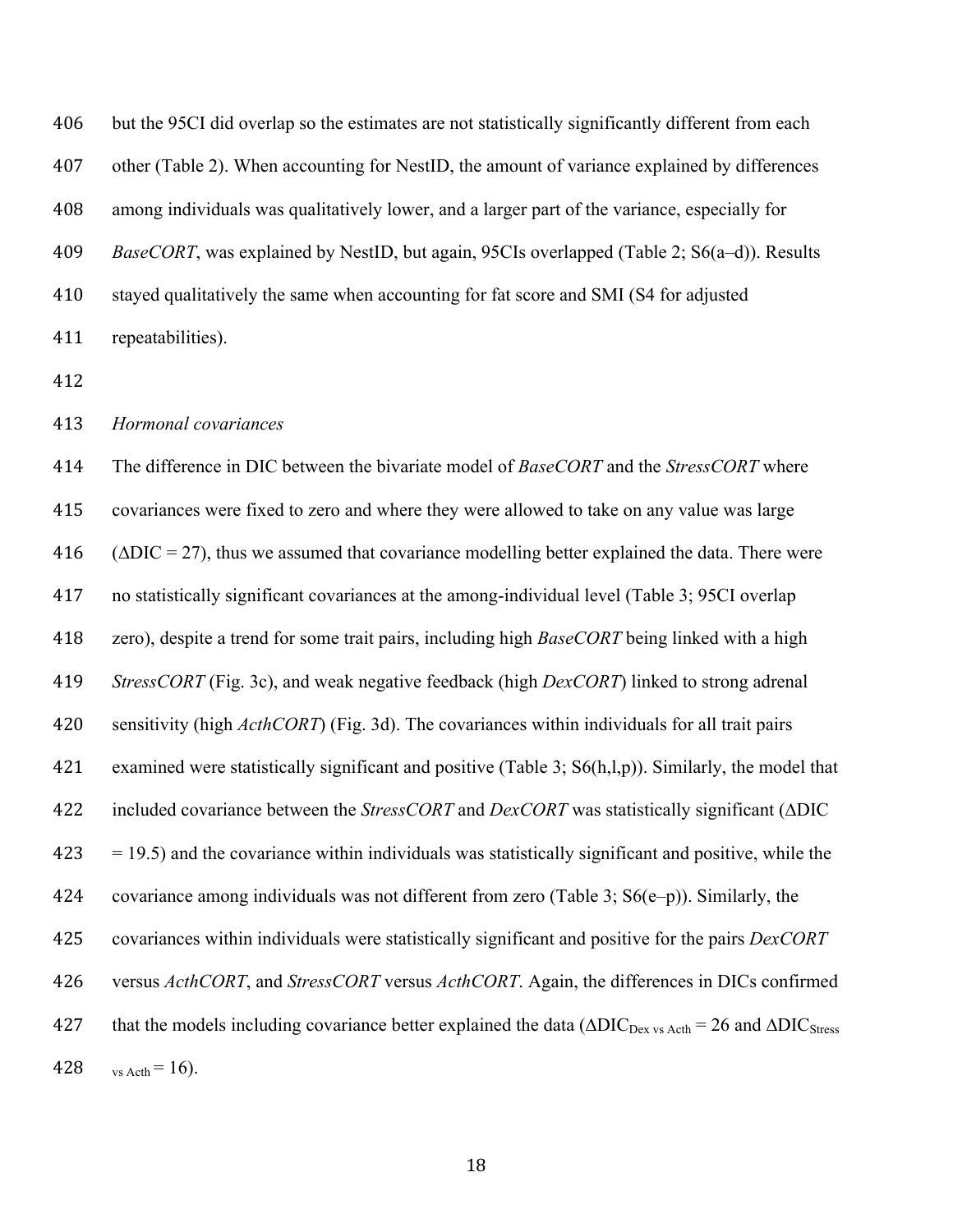but the 95CI did overlap so the estimates are not statistically significantly different from each other (Table 2). When accounting for NestID, the amount of variance explained by differences among individuals was qualitatively lower, and a larger part of the variance, especially for *BaseCORT*, was explained by NestID, but again, 95CIs overlapped (Table 2; S6(a–d)). Results stayed qualitatively the same when accounting for fat score and SMI (S4 for adjusted repeatabilities).

*Hormonal covariances*

The difference in DIC between the bivariate model of *BaseCORT* and the *StressCORT* where covariances were fixed to zero and where they were allowed to take on any value was large ($\Delta$DIC = 27), thus we assumed that covariance modelling better explained the data. There were no statistically significant covariances at the among-individual level (Table 3; 95CI overlap zero), despite a trend for some trait pairs, including high *BaseCORT* being linked with a high *StressCORT* (Fig. 3c), and weak negative feedback (high *DexCORT*) linked to strong adrenal sensitivity (high *ActhCORT*) (Fig. 3d). The covariances within individuals for all trait pairs examined were statistically significant and positive (Table 3; S6(h,l,p)). Similarly, the model that included covariance between the *StressCORT* and *DexCORT* was statistically significant ($\Delta$DIC = 19.5) and the covariance within individuals was statistically significant and positive, while the covariance among individuals was not different from zero (Table 3; S6(e–p)). Similarly, the covariances within individuals were statistically significant and positive for the pairs *DexCORT* versus *ActhCORT*, and *StressCORT* versus *ActhCORT*. Again, the differences in DICs confirmed that the models including covariance better explained the data ($\Delta DIC_{\text{Dex vs Acth}} = 26$ and $\Delta DIC_{\text{Stress vs Acth}} = 16$).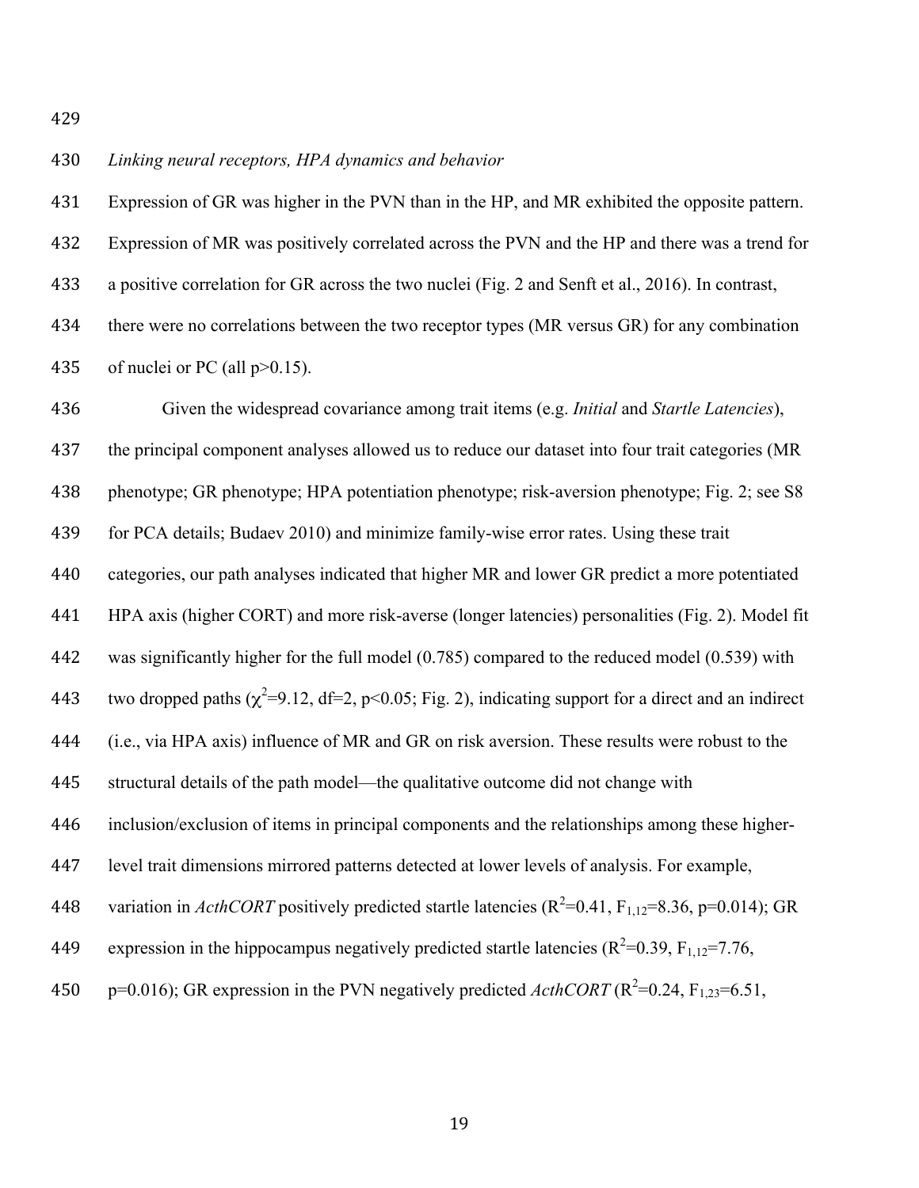*Linking neural receptors, HPA dynamics and behavior*

Expression of GR was higher in the PVN than in the HP, and MR exhibited the opposite pattern. Expression of MR was positively correlated across the PVN and the HP and there was a trend for a positive correlation for GR across the two nuclei (Fig. 2 and Senft et al., 2016). In contrast, there were no correlations between the two receptor types (MR versus GR) for any combination of nuclei or PC (all $p>0.15$).

Given the widespread covariance among trait items (e.g. *Initial* and *Startle Latencies*), the principal component analyses allowed us to reduce our dataset into four trait categories (MR phenotype; GR phenotype; HPA potentiation phenotype; risk-aversion phenotype; Fig. 2; see S8 for PCA details; Budaev 2010) and minimize family-wise error rates. Using these trait categories, our path analyses indicated that higher MR and lower GR predict a more potentiated HPA axis (higher CORT) and more risk-averse (longer latencies) personalities (Fig. 2). Model fit was significantly higher for the full model (0.785) compared to the reduced model (0.539) with two dropped paths ($\chi^2=9.12$, df=2, $p<0.05$; Fig. 2), indicating support for a direct and an indirect (i.e., via HPA axis) influence of MR and GR on risk aversion. These results were robust to the structural details of the path model—the qualitative outcome did not change with inclusion/exclusion of items in principal components and the relationships among these higher-level trait dimensions mirrored patterns detected at lower levels of analysis. For example, variation in *ActhCORT* positively predicted startle latencies ($R^2=0.41$, $F_{1,12}=8.36$, $p=0.014$); GR expression in the hippocampus negatively predicted startle latencies ($R^2=0.39$, $F_{1,12}=7.76$, $p=0.016$); GR expression in the PVN negatively predicted *ActhCORT* ($R^2=0.24$, $F_{1,23}=6.51$,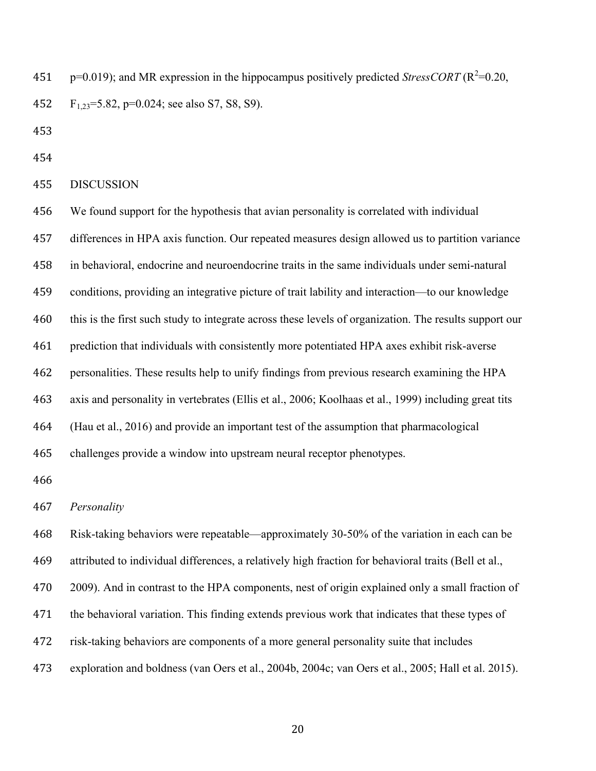p=0.019); and MR expression in the hippocampus positively predicted *StressCORT* ($R^2$=0.20, $F_{1,23}$=5.82, p=0.024; see also S7, S8, S9).

## DISCUSSION

We found support for the hypothesis that avian personality is correlated with individual differences in HPA axis function. Our repeated measures design allowed us to partition variance in behavioral, endocrine and neuroendocrine traits in the same individuals under semi-natural conditions, providing an integrative picture of trait lability and interaction—to our knowledge this is the first such study to integrate across these levels of organization. The results support our prediction that individuals with consistently more potentiated HPA axes exhibit risk-averse personalities. These results help to unify findings from previous research examining the HPA axis and personality in vertebrates (Ellis et al., 2006; Koolhaas et al., 1999) including great tits (Hau et al., 2016) and provide an important test of the assumption that pharmacological challenges provide a window into upstream neural receptor phenotypes.

### *Personality*

Risk-taking behaviors were repeatable—approximately 30-50% of the variation in each can be attributed to individual differences, a relatively high fraction for behavioral traits (Bell et al., 2009). And in contrast to the HPA components, nest of origin explained only a small fraction of the behavioral variation. This finding extends previous work that indicates that these types of risk-taking behaviors are components of a more general personality suite that includes exploration and boldness (van Oers et al., 2004b, 2004c; van Oers et al., 2005; Hall et al. 2015).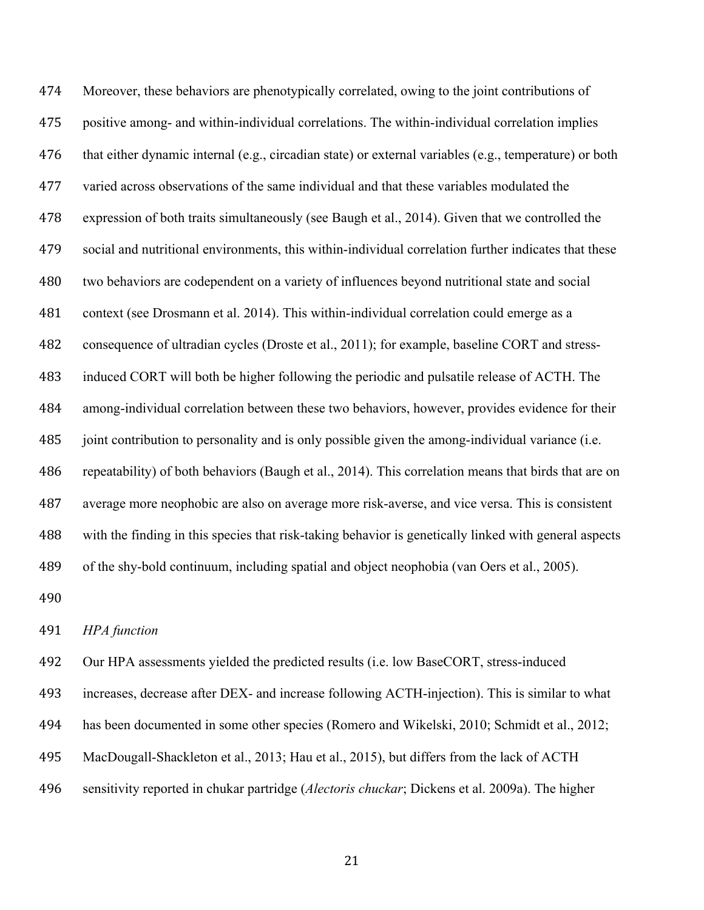Moreover, these behaviors are phenotypically correlated, owing to the joint contributions of positive among- and within-individual correlations. The within-individual correlation implies that either dynamic internal (e.g., circadian state) or external variables (e.g., temperature) or both varied across observations of the same individual and that these variables modulated the expression of both traits simultaneously (see Baugh et al., 2014). Given that we controlled the social and nutritional environments, this within-individual correlation further indicates that these two behaviors are codependent on a variety of influences beyond nutritional state and social context (see Drosmann et al. 2014). This within-individual correlation could emerge as a consequence of ultradian cycles (Droste et al., 2011); for example, baseline CORT and stress-induced CORT will both be higher following the periodic and pulsatile release of ACTH. The among-individual correlation between these two behaviors, however, provides evidence for their joint contribution to personality and is only possible given the among-individual variance (i.e. repeatability) of both behaviors (Baugh et al., 2014). This correlation means that birds that are on average more neophobic are also on average more risk-averse, and vice versa. This is consistent with the finding in this species that risk-taking behavior is genetically linked with general aspects of the shy-bold continuum, including spatial and object neophobia (van Oers et al., 2005).

*HPA function*

Our HPA assessments yielded the predicted results (i.e. low BaseCORT, stress-induced increases, decrease after DEX- and increase following ACTH-injection). This is similar to what has been documented in some other species (Romero and Wikelski, 2010; Schmidt et al., 2012; MacDougall-Shackleton et al., 2013; Hau et al., 2015), but differs from the lack of ACTH sensitivity reported in chukar partridge (*Alectoris chuckar*; Dickens et al. 2009a). The higher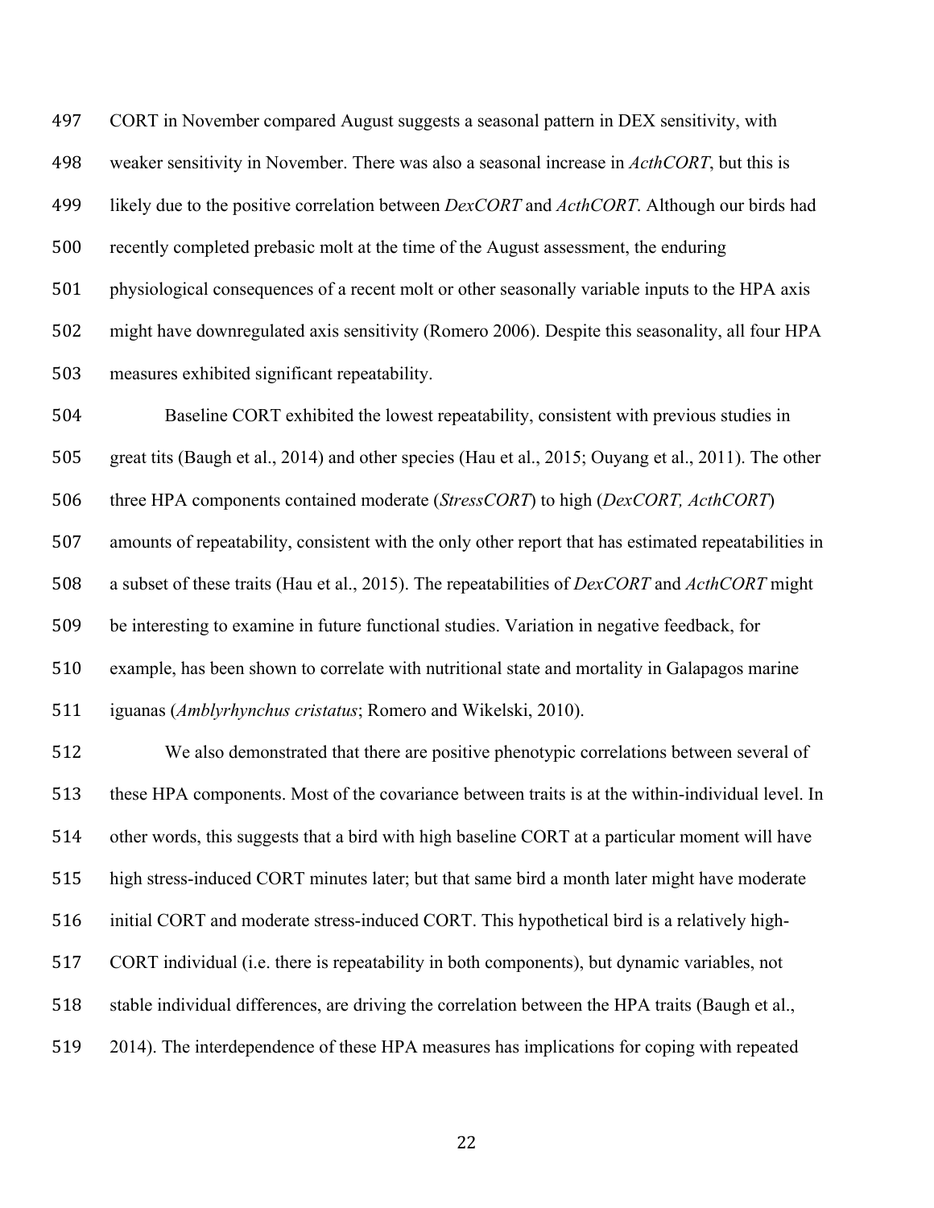CORT in November compared August suggests a seasonal pattern in DEX sensitivity, with weaker sensitivity in November. There was also a seasonal increase in *ActhCORT*, but this is likely due to the positive correlation between *DexCORT* and *ActhCORT*. Although our birds had recently completed prebasic molt at the time of the August assessment, the enduring physiological consequences of a recent molt or other seasonally variable inputs to the HPA axis might have downregulated axis sensitivity (Romero 2006). Despite this seasonality, all four HPA measures exhibited significant repeatability.

Baseline CORT exhibited the lowest repeatability, consistent with previous studies in great tits (Baugh et al., 2014) and other species (Hau et al., 2015; Ouyang et al., 2011). The other three HPA components contained moderate (*StressCORT*) to high (*DexCORT, ActhCORT*) amounts of repeatability, consistent with the only other report that has estimated repeatabilities in a subset of these traits (Hau et al., 2015). The repeatabilities of *DexCORT* and *ActhCORT* might be interesting to examine in future functional studies. Variation in negative feedback, for example, has been shown to correlate with nutritional state and mortality in Galapagos marine iguanas (*Amblyrhynchus cristatus*; Romero and Wikelski, 2010).

We also demonstrated that there are positive phenotypic correlations between several of these HPA components. Most of the covariance between traits is at the within-individual level. In other words, this suggests that a bird with high baseline CORT at a particular moment will have high stress-induced CORT minutes later; but that same bird a month later might have moderate initial CORT and moderate stress-induced CORT. This hypothetical bird is a relatively high-CORT individual (i.e. there is repeatability in both components), but dynamic variables, not stable individual differences, are driving the correlation between the HPA traits (Baugh et al., 2014). The interdependence of these HPA measures has implications for coping with repeated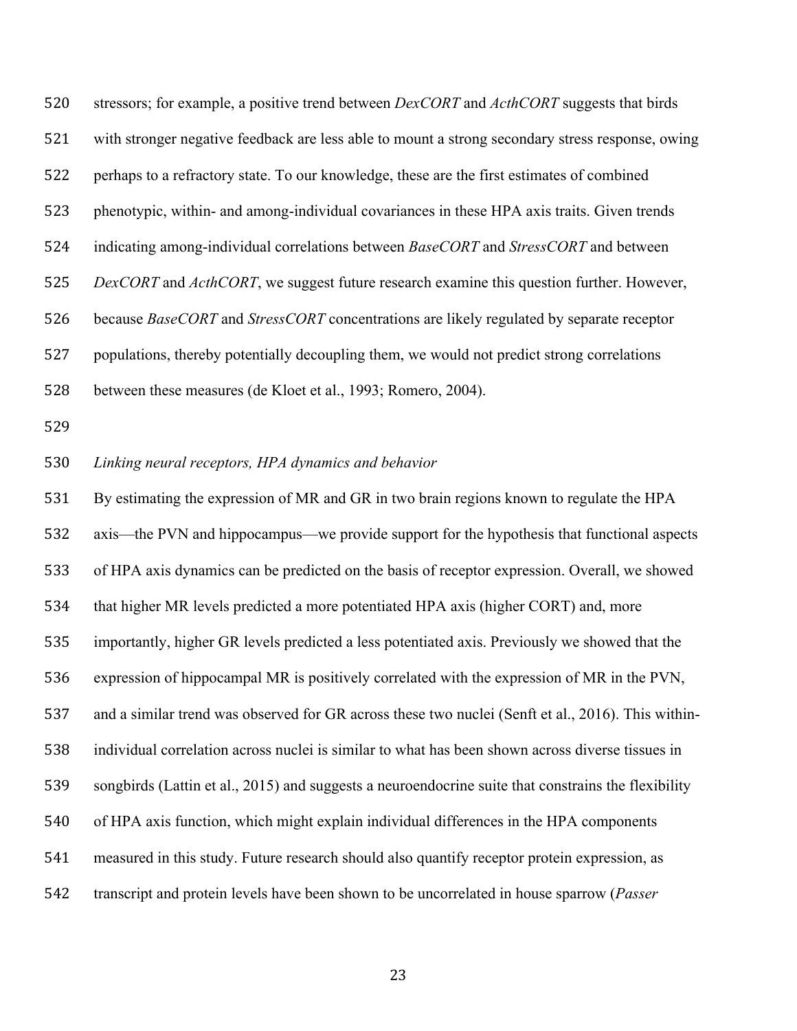stressors; for example, a positive trend between *DexCORT* and *ActhCORT* suggests that birds with stronger negative feedback are less able to mount a strong secondary stress response, owing perhaps to a refractory state. To our knowledge, these are the first estimates of combined phenotypic, within- and among-individual covariances in these HPA axis traits. Given trends indicating among-individual correlations between *BaseCORT* and *StressCORT* and between *DexCORT* and *ActhCORT*, we suggest future research examine this question further. However, because *BaseCORT* and *StressCORT* concentrations are likely regulated by separate receptor populations, thereby potentially decoupling them, we would not predict strong correlations between these measures (de Kloet et al., 1993; Romero, 2004).

*Linking neural receptors, HPA dynamics and behavior*

By estimating the expression of MR and GR in two brain regions known to regulate the HPA axis—the PVN and hippocampus—we provide support for the hypothesis that functional aspects of HPA axis dynamics can be predicted on the basis of receptor expression. Overall, we showed that higher MR levels predicted a more potentiated HPA axis (higher CORT) and, more importantly, higher GR levels predicted a less potentiated axis. Previously we showed that the expression of hippocampal MR is positively correlated with the expression of MR in the PVN, and a similar trend was observed for GR across these two nuclei (Senft et al., 2016). This within-individual correlation across nuclei is similar to what has been shown across diverse tissues in songbirds (Lattin et al., 2015) and suggests a neuroendocrine suite that constrains the flexibility of HPA axis function, which might explain individual differences in the HPA components measured in this study. Future research should also quantify receptor protein expression, as transcript and protein levels have been shown to be uncorrelated in house sparrow (*Passer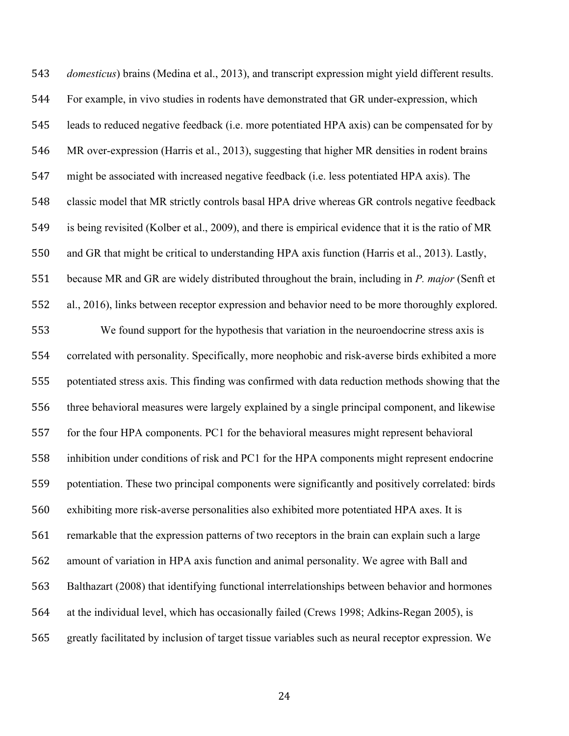*domesticus*) brains (Medina et al., 2013), and transcript expression might yield different results. For example, in vivo studies in rodents have demonstrated that GR under-expression, which leads to reduced negative feedback (i.e. more potentiated HPA axis) can be compensated for by MR over-expression (Harris et al., 2013), suggesting that higher MR densities in rodent brains might be associated with increased negative feedback (i.e. less potentiated HPA axis). The classic model that MR strictly controls basal HPA drive whereas GR controls negative feedback is being revisited (Kolber et al., 2009), and there is empirical evidence that it is the ratio of MR and GR that might be critical to understanding HPA axis function (Harris et al., 2013). Lastly, because MR and GR are widely distributed throughout the brain, including in *P. major* (Senft et al., 2016), links between receptor expression and behavior need to be more thoroughly explored.

We found support for the hypothesis that variation in the neuroendocrine stress axis is correlated with personality. Specifically, more neophobic and risk-averse birds exhibited a more potentiated stress axis. This finding was confirmed with data reduction methods showing that the three behavioral measures were largely explained by a single principal component, and likewise for the four HPA components. PC1 for the behavioral measures might represent behavioral inhibition under conditions of risk and PC1 for the HPA components might represent endocrine potentiation. These two principal components were significantly and positively correlated: birds exhibiting more risk-averse personalities also exhibited more potentiated HPA axes. It is remarkable that the expression patterns of two receptors in the brain can explain such a large amount of variation in HPA axis function and animal personality. We agree with Ball and Balthazart (2008) that identifying functional interrelationships between behavior and hormones at the individual level, which has occasionally failed (Crews 1998; Adkins-Regan 2005), is greatly facilitated by inclusion of target tissue variables such as neural receptor expression. We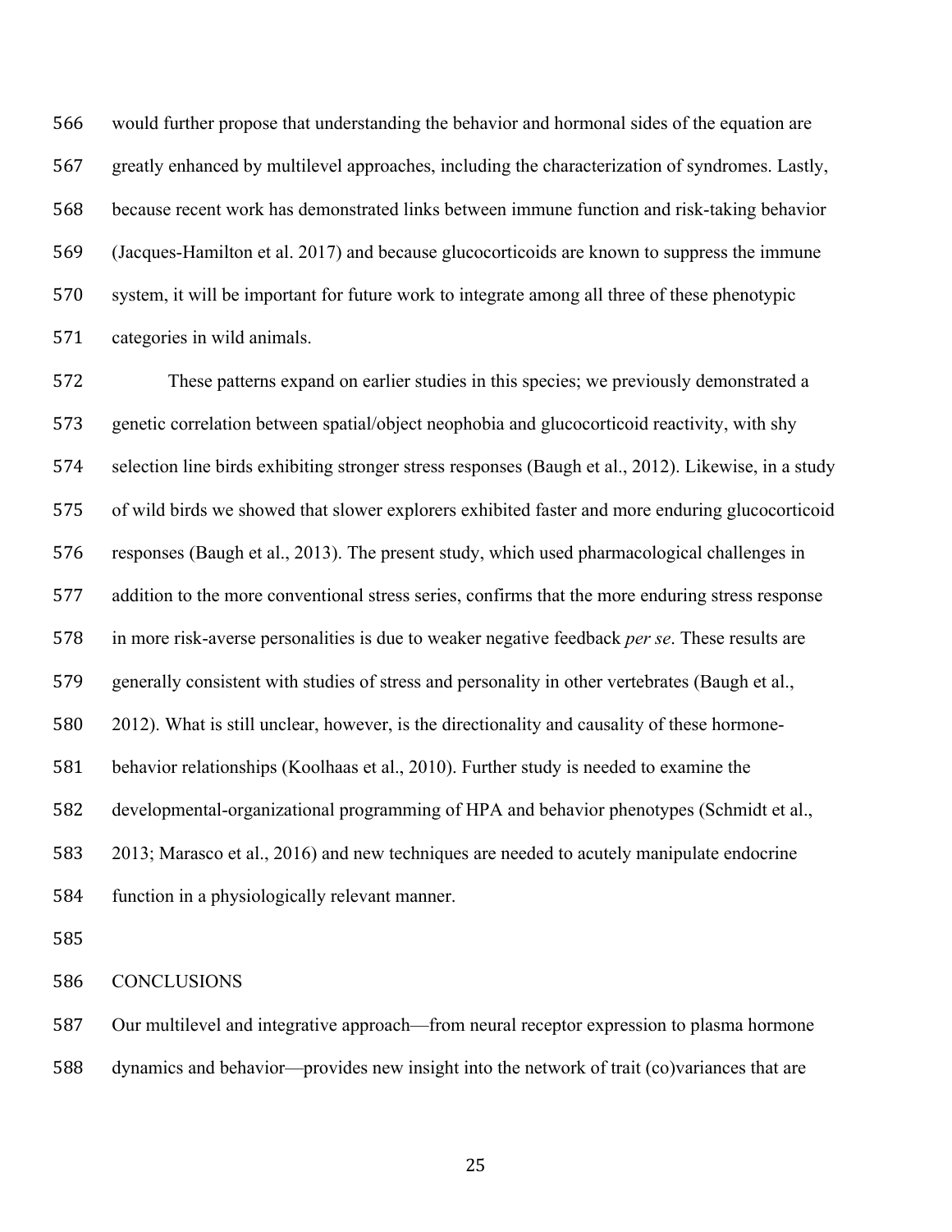would further propose that understanding the behavior and hormonal sides of the equation are greatly enhanced by multilevel approaches, including the characterization of syndromes. Lastly, because recent work has demonstrated links between immune function and risk-taking behavior (Jacques-Hamilton et al. 2017) and because glucocorticoids are known to suppress the immune system, it will be important for future work to integrate among all three of these phenotypic categories in wild animals.

These patterns expand on earlier studies in this species; we previously demonstrated a genetic correlation between spatial/object neophobia and glucocorticoid reactivity, with shy selection line birds exhibiting stronger stress responses (Baugh et al., 2012). Likewise, in a study of wild birds we showed that slower explorers exhibited faster and more enduring glucocorticoid responses (Baugh et al., 2013). The present study, which used pharmacological challenges in addition to the more conventional stress series, confirms that the more enduring stress response in more risk-averse personalities is due to weaker negative feedback *per se*. These results are generally consistent with studies of stress and personality in other vertebrates (Baugh et al., 2012). What is still unclear, however, is the directionality and causality of these hormone-behavior relationships (Koolhaas et al., 2010). Further study is needed to examine the developmental-organizational programming of HPA and behavior phenotypes (Schmidt et al., 2013; Marasco et al., 2016) and new techniques are needed to acutely manipulate endocrine function in a physiologically relevant manner.

## CONCLUSIONS

Our multilevel and integrative approach—from neural receptor expression to plasma hormone dynamics and behavior—provides new insight into the network of trait (co)variances that are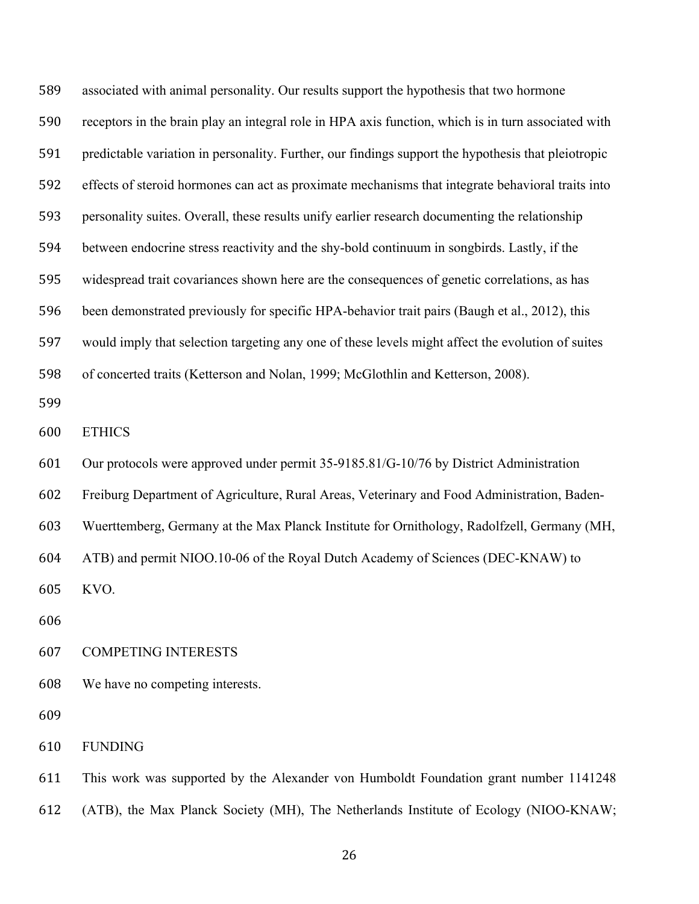associated with animal personality. Our results support the hypothesis that two hormone receptors in the brain play an integral role in HPA axis function, which is in turn associated with predictable variation in personality. Further, our findings support the hypothesis that pleiotropic effects of steroid hormones can act as proximate mechanisms that integrate behavioral traits into personality suites. Overall, these results unify earlier research documenting the relationship between endocrine stress reactivity and the shy-bold continuum in songbirds. Lastly, if the widespread trait covariances shown here are the consequences of genetic correlations, as has been demonstrated previously for specific HPA-behavior trait pairs (Baugh et al., 2012), this would imply that selection targeting any one of these levels might affect the evolution of suites of concerted traits (Ketterson and Nolan, 1999; McGlothlin and Ketterson, 2008).

## ETHICS

Our protocols were approved under permit 35-9185.81/G-10/76 by District Administration Freiburg Department of Agriculture, Rural Areas, Veterinary and Food Administration, Baden-Wuerttemberg, Germany at the Max Planck Institute for Ornithology, Radolfzell, Germany (MH, ATB) and permit NIOO.10-06 of the Royal Dutch Academy of Sciences (DEC-KNAW) to KVO.

## COMPETING INTERESTS

We have no competing interests.

## FUNDING

This work was supported by the Alexander von Humboldt Foundation grant number 1141248 (ATB), the Max Planck Society (MH), The Netherlands Institute of Ecology (NIOO-KNAW;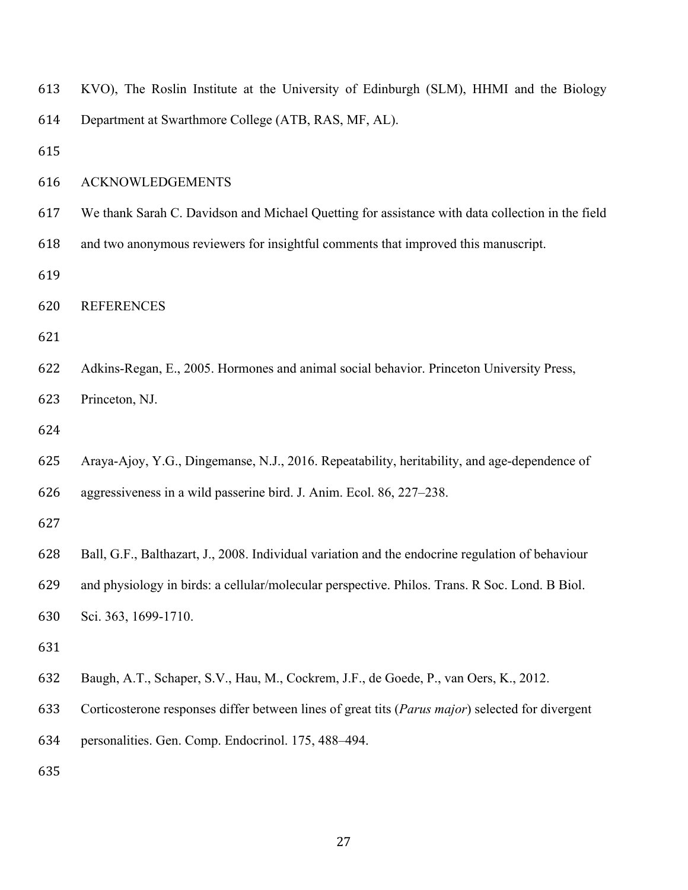KVO), The Roslin Institute at the University of Edinburgh (SLM), HHMI and the Biology Department at Swarthmore College (ATB, RAS, MF, AL).

## ACKNOWLEDGEMENTS

We thank Sarah C. Davidson and Michael Quetting for assistance with data collection in the field and two anonymous reviewers for insightful comments that improved this manuscript.

## REFERENCES

Adkins-Regan, E., 2005. Hormones and animal social behavior. Princeton University Press, Princeton, NJ.

Araya-Ajoy, Y.G., Dingemanse, N.J., 2016. Repeatability, heritability, and age-dependence of aggressiveness in a wild passerine bird. J. Anim. Ecol. 86, 227–238.

Ball, G.F., Balthazart, J., 2008. Individual variation and the endocrine regulation of behaviour and physiology in birds: a cellular/molecular perspective. Philos. Trans. R Soc. Lond. B Biol. Sci. 363, 1699-1710.

Baugh, A.T., Schaper, S.V., Hau, M., Cockrem, J.F., de Goede, P., van Oers, K., 2012. Corticosterone responses differ between lines of great tits (*Parus major*) selected for divergent personalities. Gen. Comp. Endocrinol. 175, 488–494.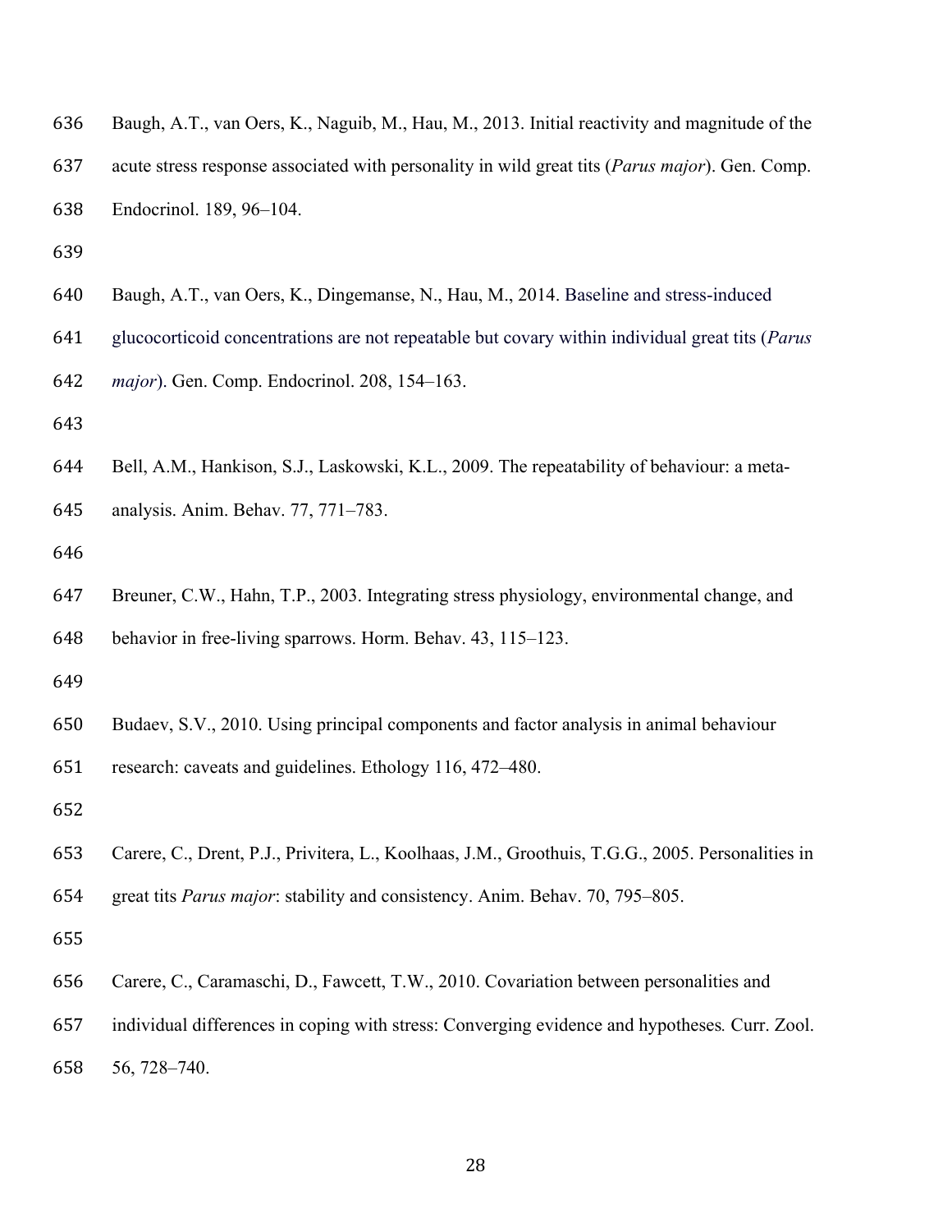Baugh, A.T., van Oers, K., Naguib, M., Hau, M., 2013. Initial reactivity and magnitude of the acute stress response associated with personality in wild great tits (*Parus major*). Gen. Comp. Endocrinol. 189, 96–104.

Baugh, A.T., van Oers, K., Dingemanse, N., Hau, M., 2014. Baseline and stress-induced glucocorticoid concentrations are not repeatable but covary within individual great tits (*Parus major*). Gen. Comp. Endocrinol. 208, 154–163.

Bell, A.M., Hankison, S.J., Laskowski, K.L., 2009. The repeatability of behaviour: a meta-analysis. Anim. Behav. 77, 771–783.

Breuner, C.W., Hahn, T.P., 2003. Integrating stress physiology, environmental change, and behavior in free-living sparrows. Horm. Behav. 43, 115–123.

Budaev, S.V., 2010. Using principal components and factor analysis in animal behaviour research: caveats and guidelines. Ethology 116, 472–480.

Carere, C., Drent, P.J., Privitera, L., Koolhaas, J.M., Groothuis, T.G.G., 2005. Personalities in great tits *Parus major*: stability and consistency. Anim. Behav. 70, 795–805.

Carere, C., Caramaschi, D., Fawcett, T.W., 2010. Covariation between personalities and individual differences in coping with stress: Converging evidence and hypotheses. Curr. Zool. 56, 728–740.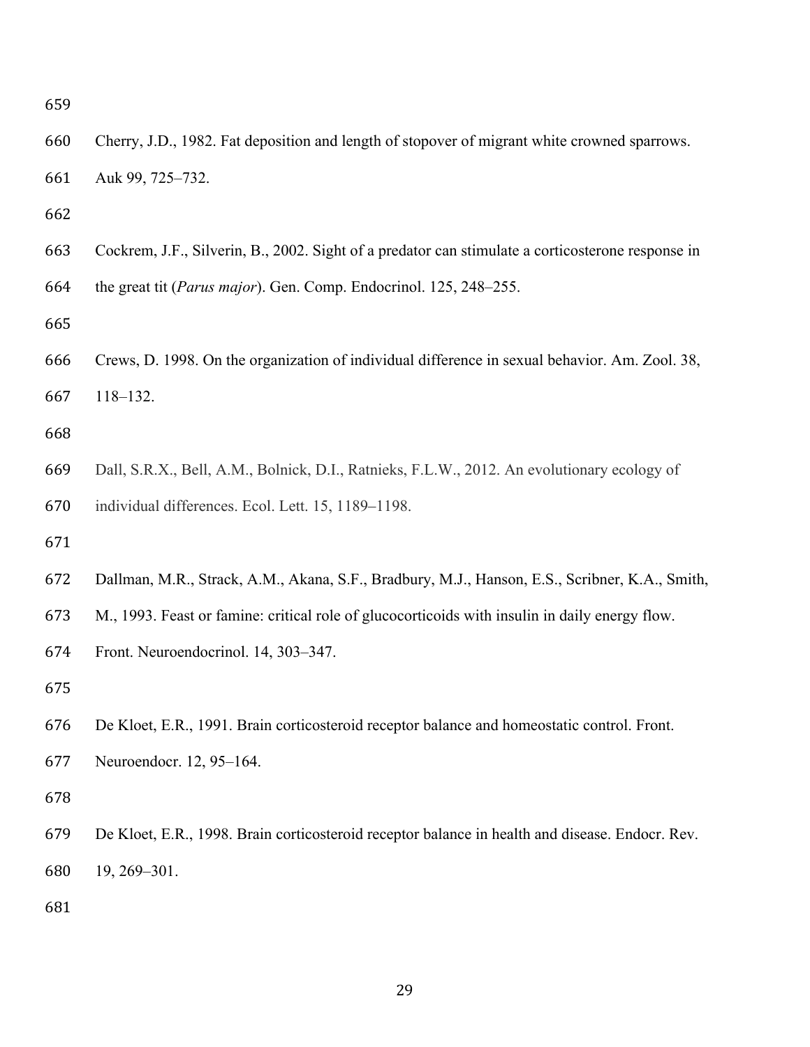Cherry, J.D., 1982. Fat deposition and length of stopover of migrant white crowned sparrows. Auk 99, 725–732.

Cockrem, J.F., Silverin, B., 2002. Sight of a predator can stimulate a corticosterone response in the great tit (*Parus major*). Gen. Comp. Endocrinol. 125, 248–255.

Crews, D. 1998. On the organization of individual difference in sexual behavior. Am. Zool. 38, 118–132.

Dall, S.R.X., Bell, A.M., Bolnick, D.I., Ratnieks, F.L.W., 2012. An evolutionary ecology of individual differences. Ecol. Lett. 15, 1189–1198.

Dallman, M.R., Strack, A.M., Akana, S.F., Bradbury, M.J., Hanson, E.S., Scribner, K.A., Smith, M., 1993. Feast or famine: critical role of glucocorticoids with insulin in daily energy flow. Front. Neuroendocrinol. 14, 303–347.

De Kloet, E.R., 1991. Brain corticosteroid receptor balance and homeostatic control. Front. Neuroendocr. 12, 95–164.

De Kloet, E.R., 1998. Brain corticosteroid receptor balance in health and disease. Endocr. Rev. 19, 269–301.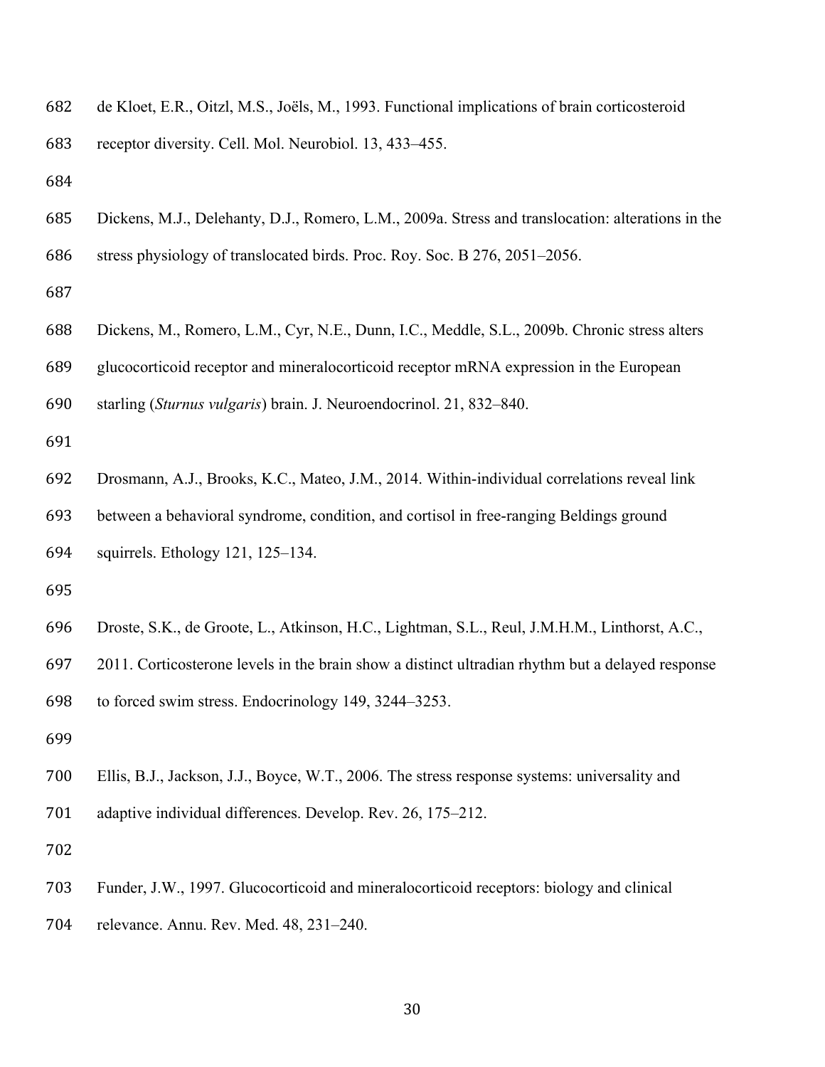de Kloet, E.R., Oitzl, M.S., Joëls, M., 1993. Functional implications of brain corticosteroid receptor diversity. Cell. Mol. Neurobiol. 13, 433–455.

Dickens, M.J., Delehanty, D.J., Romero, L.M., 2009a. Stress and translocation: alterations in the stress physiology of translocated birds. Proc. Roy. Soc. B 276, 2051–2056.

Dickens, M., Romero, L.M., Cyr, N.E., Dunn, I.C., Meddle, S.L., 2009b. Chronic stress alters glucocorticoid receptor and mineralocorticoid receptor mRNA expression in the European starling (*Sturnus vulgaris*) brain. J. Neuroendocrinol. 21, 832–840.

Drosmann, A.J., Brooks, K.C., Mateo, J.M., 2014. Within-individual correlations reveal link between a behavioral syndrome, condition, and cortisol in free-ranging Beldings ground squirrels. Ethology 121, 125–134.

Droste, S.K., de Groote, L., Atkinson, H.C., Lightman, S.L., Reul, J.M.H.M., Linthorst, A.C., 2011. Corticosterone levels in the brain show a distinct ultradian rhythm but a delayed response to forced swim stress. Endocrinology 149, 3244–3253.

Ellis, B.J., Jackson, J.J., Boyce, W.T., 2006. The stress response systems: universality and adaptive individual differences. Develop. Rev. 26, 175–212.

Funder, J.W., 1997. Glucocorticoid and mineralocorticoid receptors: biology and clinical relevance. Annu. Rev. Med. 48, 231–240.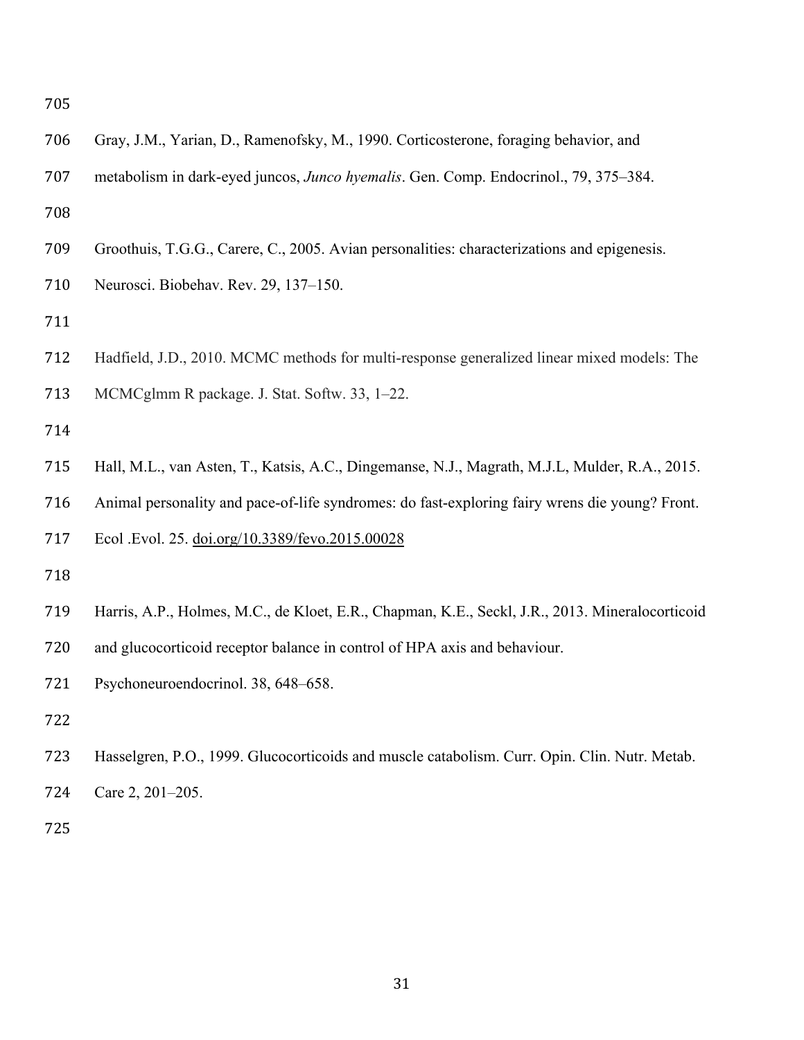Gray, J.M., Yarian, D., Ramenofsky, M., 1990. Corticosterone, foraging behavior, and metabolism in dark-eyed juncos, *Junco hyemalis*. Gen. Comp. Endocrinol., 79, 375–384.

Groothuis, T.G.G., Carere, C., 2005. Avian personalities: characterizations and epigenesis. Neurosci. Biobehav. Rev. 29, 137–150.

Hadfield, J.D., 2010. MCMC methods for multi-response generalized linear mixed models: The MCMCglmm R package. J. Stat. Softw. 33, 1–22.

Hall, M.L., van Asten, T., Katsis, A.C., Dingemanse, N.J., Magrath, M.J.L, Mulder, R.A., 2015. Animal personality and pace-of-life syndromes: do fast-exploring fairy wrens die young? Front. Ecol .Evol. 25. doi.org/10.3389/fevo.2015.00028

Harris, A.P., Holmes, M.C., de Kloet, E.R., Chapman, K.E., Seckl, J.R., 2013. Mineralocorticoid and glucocorticoid receptor balance in control of HPA axis and behaviour. Psychoneuroendocrinol. 38, 648–658.

Hasselgren, P.O., 1999. Glucocorticoids and muscle catabolism. Curr. Opin. Clin. Nutr. Metab. Care 2, 201–205.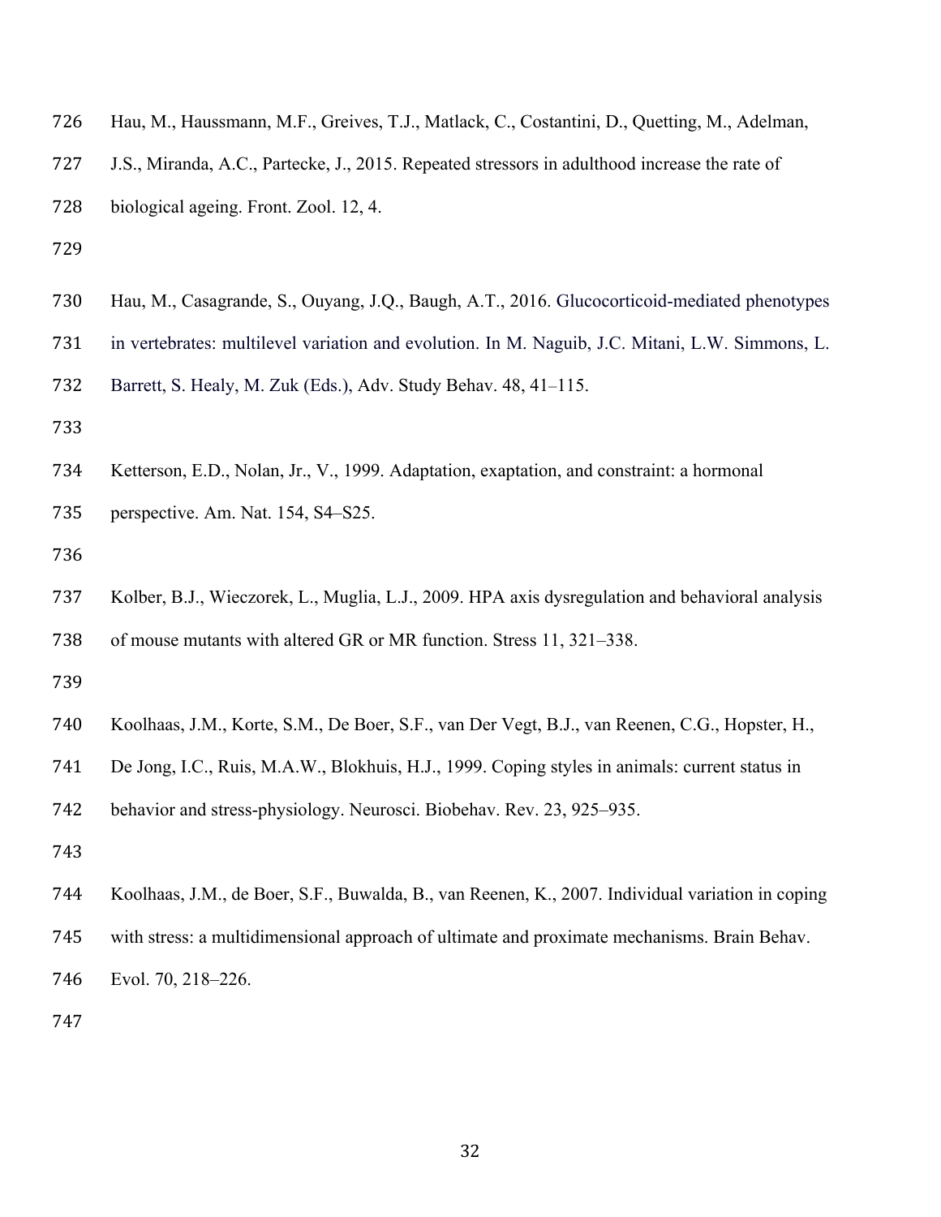Hau, M., Haussmann, M.F., Greives, T.J., Matlack, C., Costantini, D., Quetting, M., Adelman, J.S., Miranda, A.C., Partecke, J., 2015. Repeated stressors in adulthood increase the rate of biological ageing. Front. Zool. 12, 4.

Hau, M., Casagrande, S., Ouyang, J.Q., Baugh, A.T., 2016. Glucocorticoid-mediated phenotypes in vertebrates: multilevel variation and evolution. In M. Naguib, J.C. Mitani, L.W. Simmons, L. Barrett, S. Healy, M. Zuk (Eds.), Adv. Study Behav. 48, 41–115.

Ketterson, E.D., Nolan, Jr., V., 1999. Adaptation, exaptation, and constraint: a hormonal perspective. Am. Nat. 154, S4–S25.

Kolber, B.J., Wieczorek, L., Muglia, L.J., 2009. HPA axis dysregulation and behavioral analysis of mouse mutants with altered GR or MR function. Stress 11, 321–338.

Koolhaas, J.M., Korte, S.M., De Boer, S.F., van Der Vegt, B.J., van Reenen, C.G., Hopster, H., De Jong, I.C., Ruis, M.A.W., Blokhuis, H.J., 1999. Coping styles in animals: current status in behavior and stress-physiology. Neurosci. Biobehav. Rev. 23, 925–935.

Koolhaas, J.M., de Boer, S.F., Buwalda, B., van Reenen, K., 2007. Individual variation in coping with stress: a multidimensional approach of ultimate and proximate mechanisms. Brain Behav. Evol. 70, 218–226.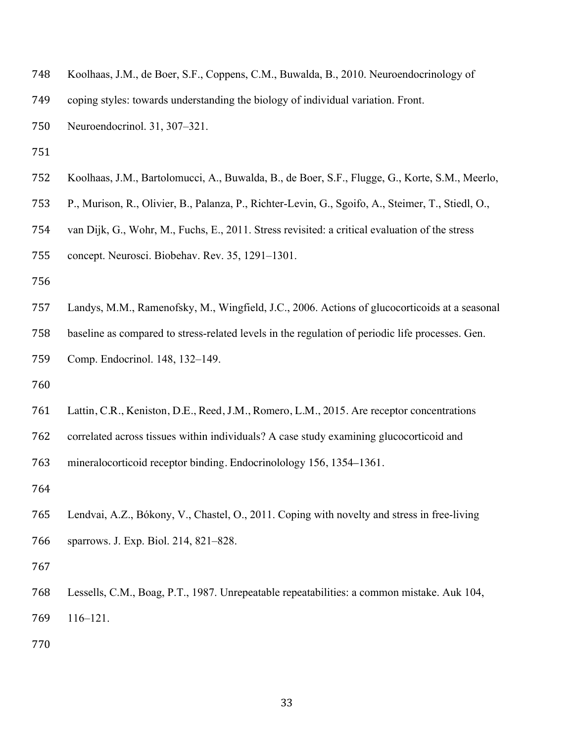Koolhaas, J.M., de Boer, S.F., Coppens, C.M., Buwalda, B., 2010. Neuroendocrinology of coping styles: towards understanding the biology of individual variation. Front. Neuroendocrinol. 31, 307–321.

Koolhaas, J.M., Bartolomucci, A., Buwalda, B., de Boer, S.F., Flugge, G., Korte, S.M., Meerlo, P., Murison, R., Olivier, B., Palanza, P., Richter-Levin, G., Sgoifo, A., Steimer, T., Stiedl, O., van Dijk, G., Wohr, M., Fuchs, E., 2011. Stress revisited: a critical evaluation of the stress concept. Neurosci. Biobehav. Rev. 35, 1291–1301.

Landys, M.M., Ramenofsky, M., Wingfield, J.C., 2006. Actions of glucocorticoids at a seasonal baseline as compared to stress-related levels in the regulation of periodic life processes. Gen. Comp. Endocrinol. 148, 132–149.

Lattin, C.R., Keniston, D.E., Reed, J.M., Romero, L.M., 2015. Are receptor concentrations correlated across tissues within individuals? A case study examining glucocorticoid and mineralocorticoid receptor binding. Endocrinolology 156, 1354–1361.

Lendvai, A.Z., Bókony, V., Chastel, O., 2011. Coping with novelty and stress in free-living sparrows. J. Exp. Biol. 214, 821–828.

Lessells, C.M., Boag, P.T., 1987. Unrepeatable repeatabilities: a common mistake. Auk 104, 116–121.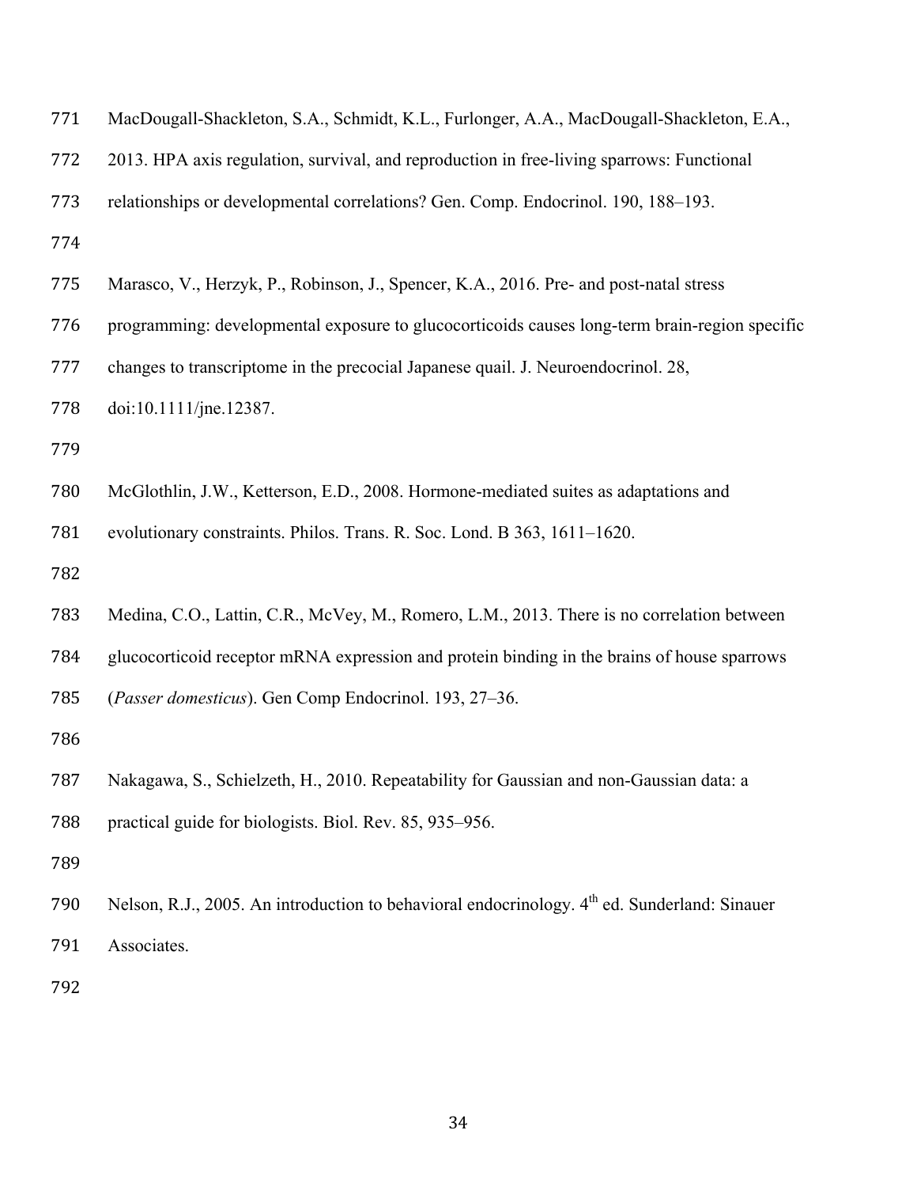MacDougall-Shackleton, S.A., Schmidt, K.L., Furlonger, A.A., MacDougall-Shackleton, E.A., 2013. HPA axis regulation, survival, and reproduction in free-living sparrows: Functional relationships or developmental correlations? Gen. Comp. Endocrinol. 190, 188–193.

Marasco, V., Herzyk, P., Robinson, J., Spencer, K.A., 2016. Pre- and post-natal stress programming: developmental exposure to glucocorticoids causes long-term brain-region specific changes to transcriptome in the precocial Japanese quail. J. Neuroendocrinol. 28, doi:10.1111/jne.12387.

McGlothlin, J.W., Ketterson, E.D., 2008. Hormone-mediated suites as adaptations and evolutionary constraints. Philos. Trans. R. Soc. Lond. B 363, 1611–1620.

Medina, C.O., Lattin, C.R., McVey, M., Romero, L.M., 2013. There is no correlation between glucocorticoid receptor mRNA expression and protein binding in the brains of house sparrows (*Passer domesticus*). Gen Comp Endocrinol. 193, 27–36.

Nakagawa, S., Schielzeth, H., 2010. Repeatability for Gaussian and non-Gaussian data: a practical guide for biologists. Biol. Rev. 85, 935–956.

Nelson, R.J., 2005. An introduction to behavioral endocrinology. 4th ed. Sunderland: Sinauer Associates.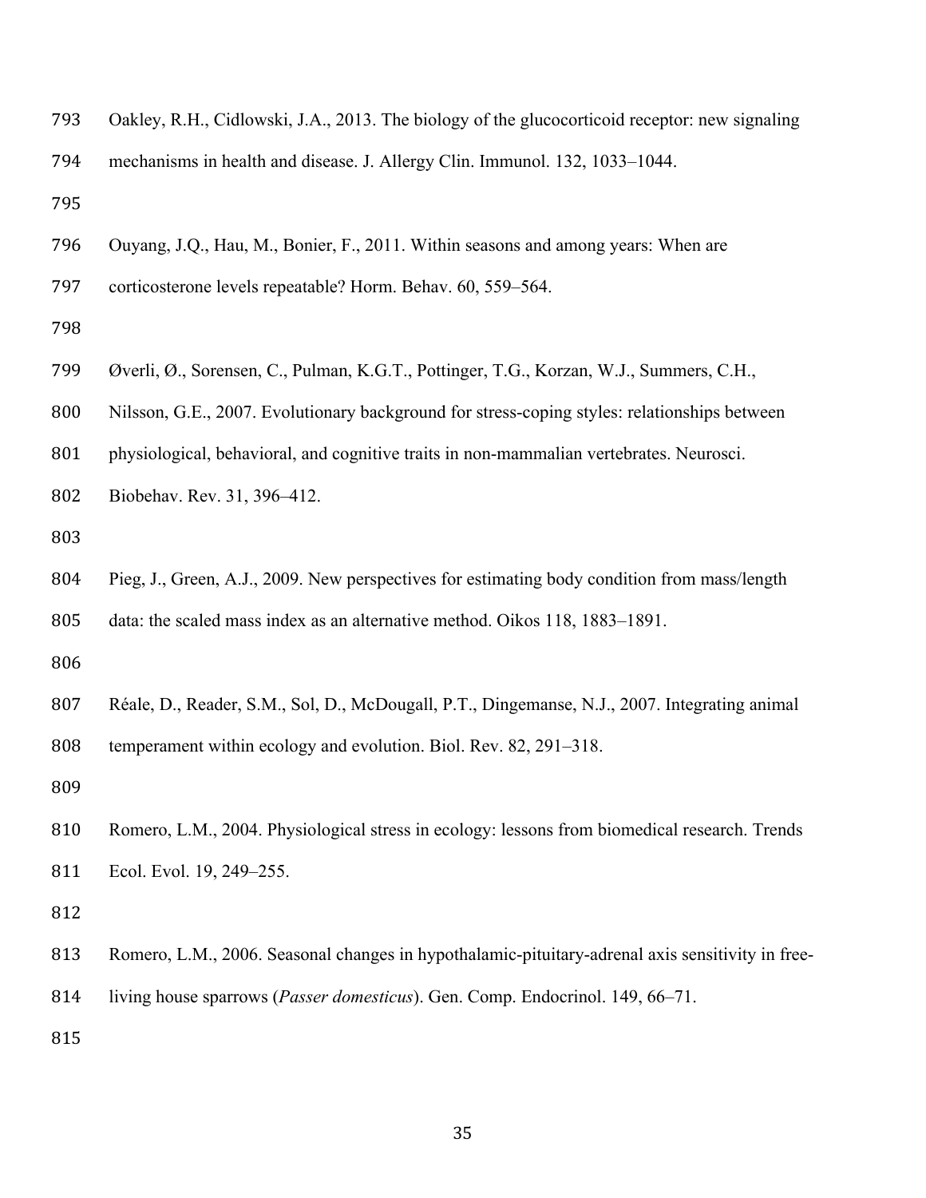Oakley, R.H., Cidlowski, J.A., 2013. The biology of the glucocorticoid receptor: new signaling mechanisms in health and disease. J. Allergy Clin. Immunol. 132, 1033–1044.

Ouyang, J.Q., Hau, M., Bonier, F., 2011. Within seasons and among years: When are corticosterone levels repeatable? Horm. Behav. 60, 559–564.

Øverli, Ø., Sorensen, C., Pulman, K.G.T., Pottinger, T.G., Korzan, W.J., Summers, C.H., Nilsson, G.E., 2007. Evolutionary background for stress-coping styles: relationships between physiological, behavioral, and cognitive traits in non-mammalian vertebrates. Neurosci. Biobehav. Rev. 31, 396–412.

Pieg, J., Green, A.J., 2009. New perspectives for estimating body condition from mass/length data: the scaled mass index as an alternative method. Oikos 118, 1883–1891.

Réale, D., Reader, S.M., Sol, D., McDougall, P.T., Dingemanse, N.J., 2007. Integrating animal temperament within ecology and evolution. Biol. Rev. 82, 291–318.

Romero, L.M., 2004. Physiological stress in ecology: lessons from biomedical research. Trends Ecol. Evol. 19, 249–255.

Romero, L.M., 2006. Seasonal changes in hypothalamic-pituitary-adrenal axis sensitivity in free-living house sparrows (*Passer domesticus*). Gen. Comp. Endocrinol. 149, 66–71.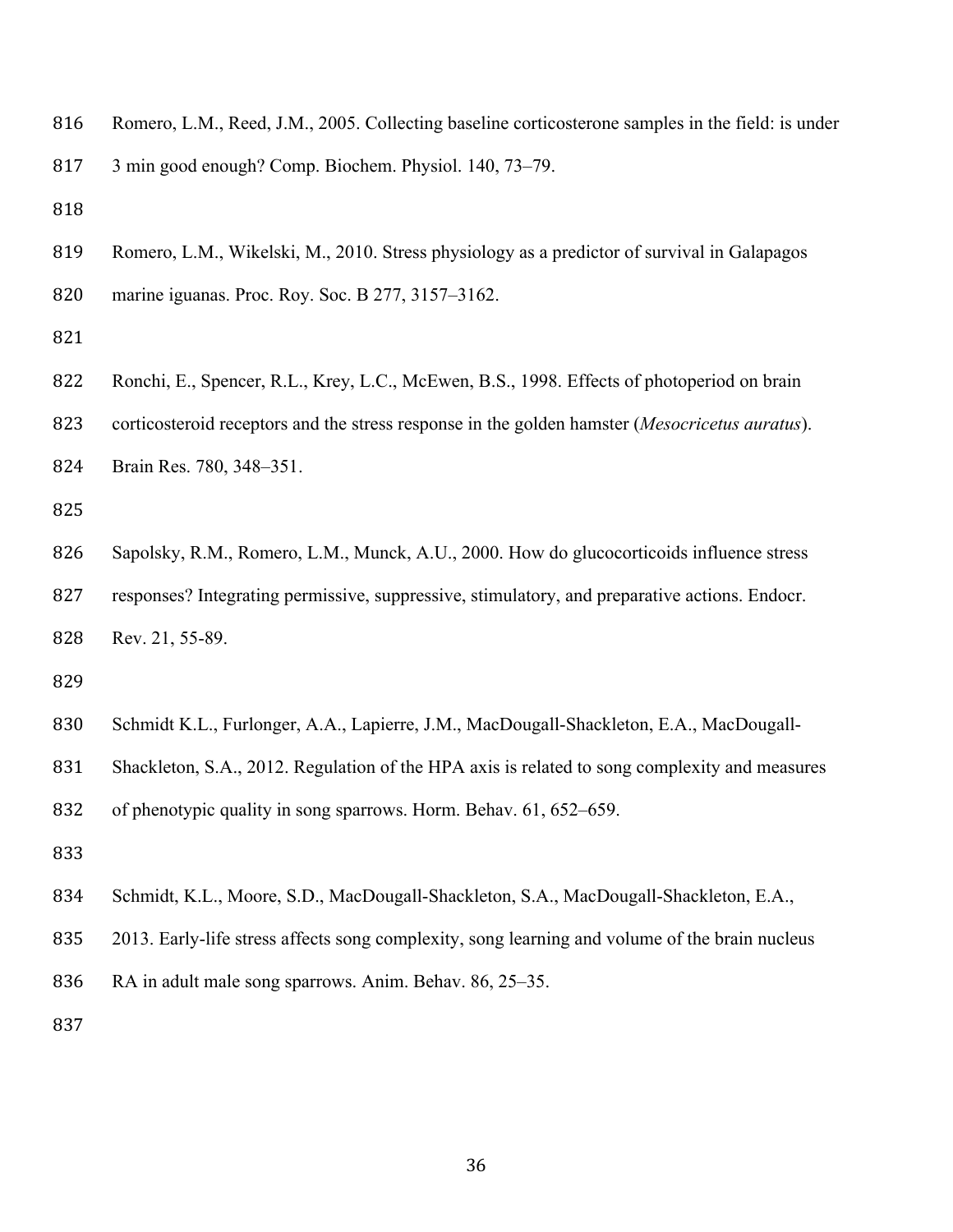Romero, L.M., Reed, J.M., 2005. Collecting baseline corticosterone samples in the field: is under 3 min good enough? Comp. Biochem. Physiol. 140, 73–79.

Romero, L.M., Wikelski, M., 2010. Stress physiology as a predictor of survival in Galapagos marine iguanas. Proc. Roy. Soc. B 277, 3157–3162.

Ronchi, E., Spencer, R.L., Krey, L.C., McEwen, B.S., 1998. Effects of photoperiod on brain corticosteroid receptors and the stress response in the golden hamster (*Mesocricetus auratus*). Brain Res. 780, 348–351.

Sapolsky, R.M., Romero, L.M., Munck, A.U., 2000. How do glucocorticoids influence stress responses? Integrating permissive, suppressive, stimulatory, and preparative actions. Endocr. Rev. 21, 55-89.

Schmidt K.L., Furlonger, A.A., Lapierre, J.M., MacDougall-Shackleton, E.A., MacDougall-Shackleton, S.A., 2012. Regulation of the HPA axis is related to song complexity and measures of phenotypic quality in song sparrows. Horm. Behav. 61, 652–659.

Schmidt, K.L., Moore, S.D., MacDougall-Shackleton, S.A., MacDougall-Shackleton, E.A., 2013. Early-life stress affects song complexity, song learning and volume of the brain nucleus RA in adult male song sparrows. Anim. Behav. 86, 25–35.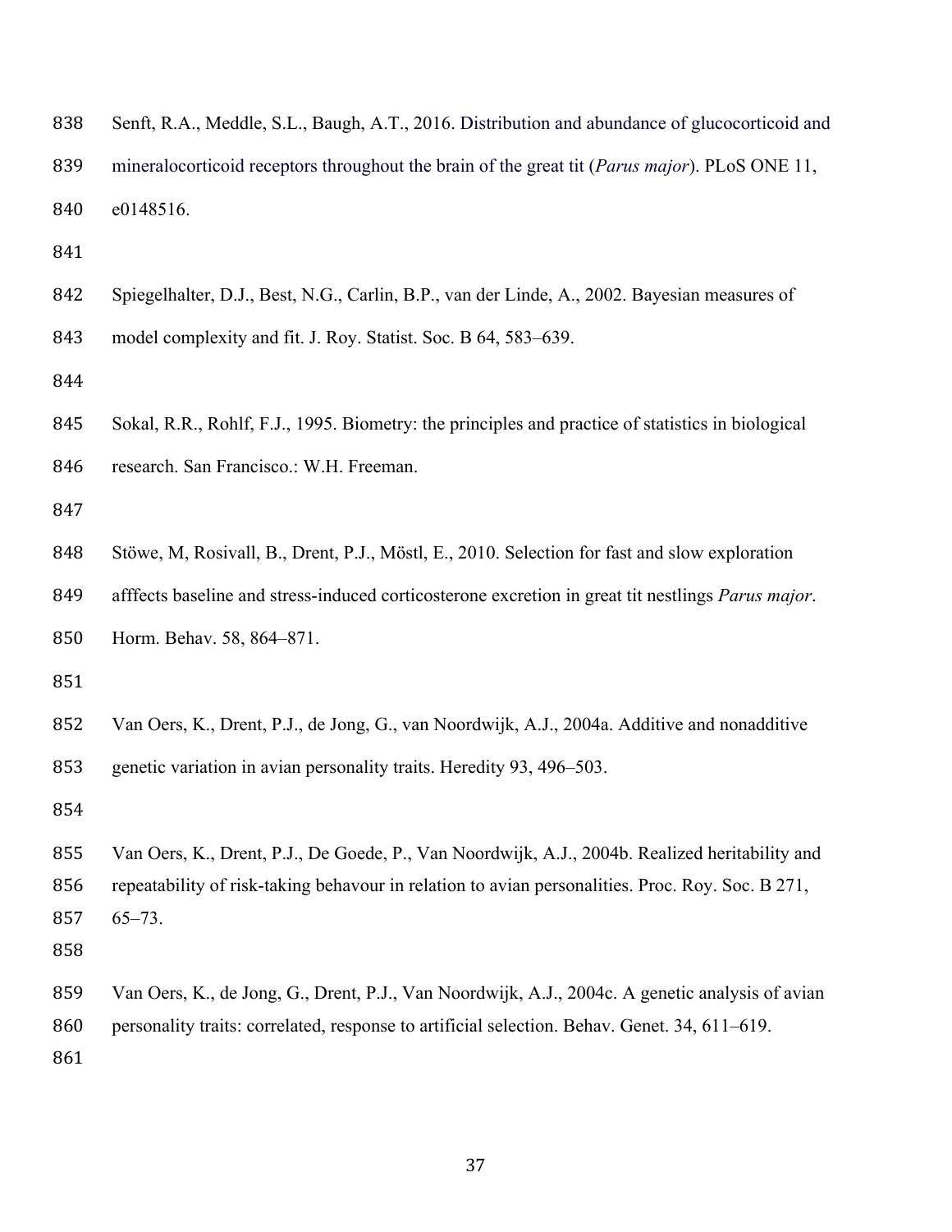Senft, R.A., Meddle, S.L., Baugh, A.T., 2016. Distribution and abundance of glucocorticoid and mineralocorticoid receptors throughout the brain of the great tit (*Parus major*). PLoS ONE 11, e0148516.

Spiegelhalter, D.J., Best, N.G., Carlin, B.P., van der Linde, A., 2002. Bayesian measures of model complexity and fit. J. Roy. Statist. Soc. B 64, 583–639.

Sokal, R.R., Rohlf, F.J., 1995. Biometry: the principles and practice of statistics in biological research. San Francisco.: W.H. Freeman.

Stöwe, M, Rosivall, B., Drent, P.J., Möstl, E., 2010. Selection for fast and slow exploration afffects baseline and stress-induced corticosterone excretion in great tit nestlings *Parus major*. Horm. Behav. 58, 864–871.

Van Oers, K., Drent, P.J., de Jong, G., van Noordwijk, A.J., 2004a. Additive and nonadditive genetic variation in avian personality traits. Heredity 93, 496–503.

Van Oers, K., Drent, P.J., De Goede, P., Van Noordwijk, A.J., 2004b. Realized heritability and repeatability of risk-taking behaviour in relation to avian personalities. Proc. Roy. Soc. B 271, 65–73.

Van Oers, K., de Jong, G., Drent, P.J., Van Noordwijk, A.J., 2004c. A genetic analysis of avian personality traits: correlated, response to artificial selection. Behav. Genet. 34, 611–619.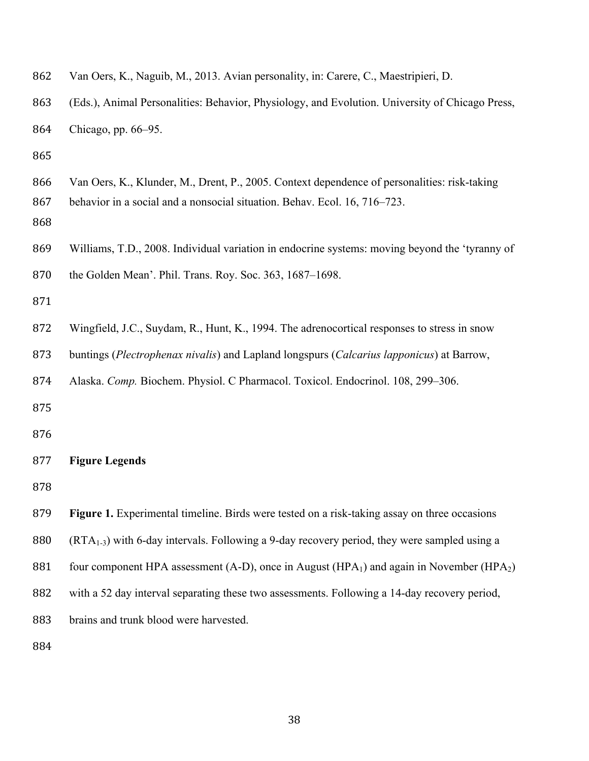Van Oers, K., Naguib, M., 2013. Avian personality, in: Carere, C., Maestripieri, D. (Eds.), Animal Personalities: Behavior, Physiology, and Evolution. University of Chicago Press, Chicago, pp. 66–95.

Van Oers, K., Klunder, M., Drent, P., 2005. Context dependence of personalities: risk-taking behavior in a social and a nonsocial situation. Behav. Ecol. 16, 716–723.

Williams, T.D., 2008. Individual variation in endocrine systems: moving beyond the 'tyranny of the Golden Mean'. Phil. Trans. Roy. Soc. 363, 1687–1698.

Wingfield, J.C., Suydam, R., Hunt, K., 1994. The adrenocortical responses to stress in snow buntings (*Plectrophenax nivalis*) and Lapland longspurs (*Calcarius lapponicus*) at Barrow, Alaska. *Comp.* Biochem. Physiol. C Pharmacol. Toxicol. Endocrinol. 108, 299–306.

## Figure Legends

**Figure 1.** Experimental timeline. Birds were tested on a risk-taking assay on three occasions ($RTA_{1\text{-}3}$) with 6-day intervals. Following a 9-day recovery period, they were sampled using a four component HPA assessment (A-D), once in August ($HPA_1$) and again in November ($HPA_2$) with a 52 day interval separating these two assessments. Following a 14-day recovery period, brains and trunk blood were harvested.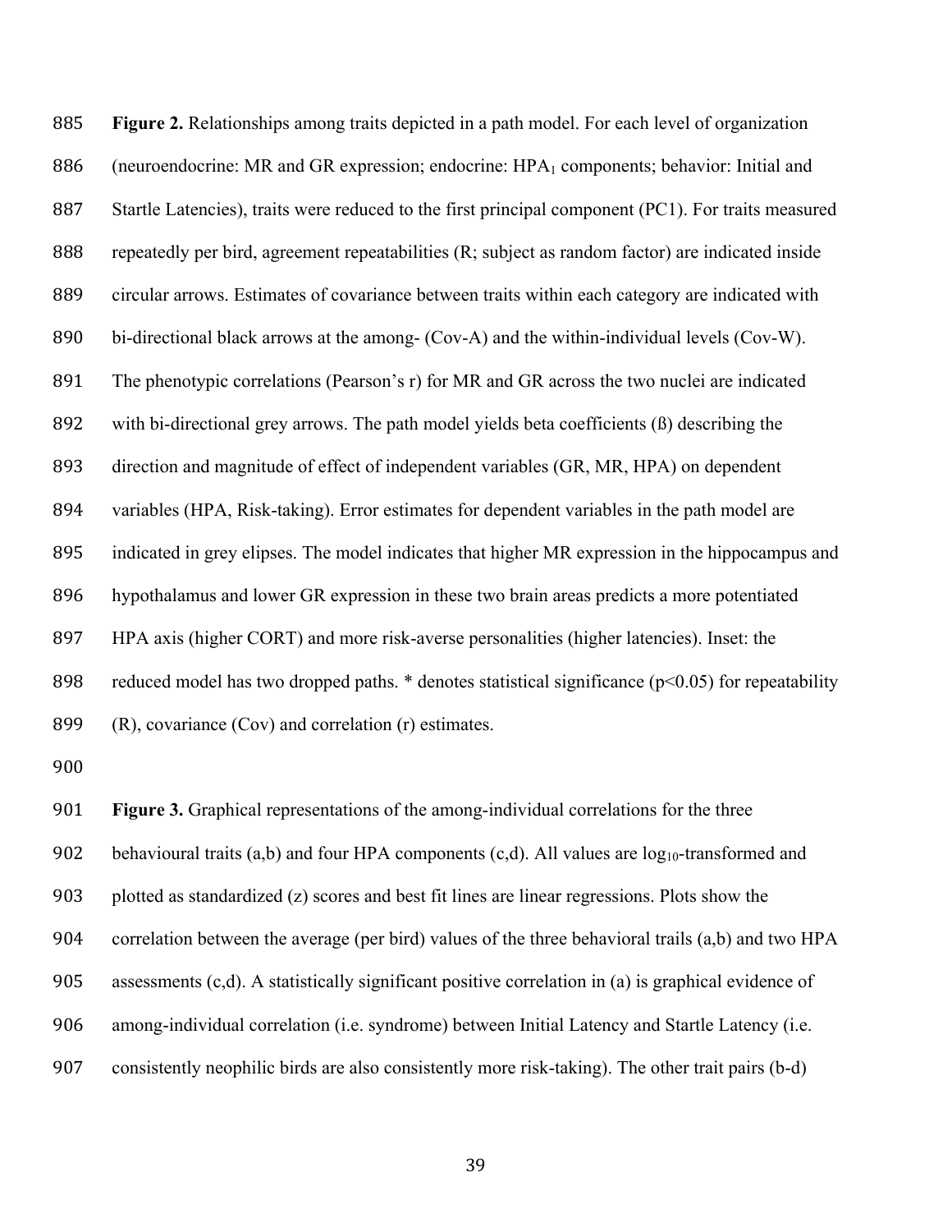**Figure 2.** Relationships among traits depicted in a path model. For each level of organization (neuroendocrine: MR and GR expression; endocrine: $HPA_1$ components; behavior: Initial and Startle Latencies), traits were reduced to the first principal component (PC1). For traits measured repeatedly per bird, agreement repeatabilities (R; subject as random factor) are indicated inside circular arrows. Estimates of covariance between traits within each category are indicated with bi-directional black arrows at the among- (Cov-A) and the within-individual levels (Cov-W). The phenotypic correlations (Pearson's r) for MR and GR across the two nuclei are indicated with bi-directional grey arrows. The path model yields beta coefficients (ß) describing the direction and magnitude of effect of independent variables (GR, MR, HPA) on dependent variables (HPA, Risk-taking). Error estimates for dependent variables in the path model are indicated in grey elipses. The model indicates that higher MR expression in the hippocampus and hypothalamus and lower GR expression in these two brain areas predicts a more potentiated HPA axis (higher CORT) and more risk-averse personalities (higher latencies). Inset: the reduced model has two dropped paths. * denotes statistical significance ($p<0.05$) for repeatability (R), covariance (Cov) and correlation (r) estimates.

**Figure 3.** Graphical representations of the among-individual correlations for the three behavioural traits (a,b) and four HPA components (c,d). All values are $\log_{10}$-transformed and plotted as standardized (z) scores and best fit lines are linear regressions. Plots show the correlation between the average (per bird) values of the three behavioral trails (a,b) and two HPA assessments (c,d). A statistically significant positive correlation in (a) is graphical evidence of among-individual correlation (i.e. syndrome) between Initial Latency and Startle Latency (i.e. consistently neophilic birds are also consistently more risk-taking). The other trait pairs (b-d)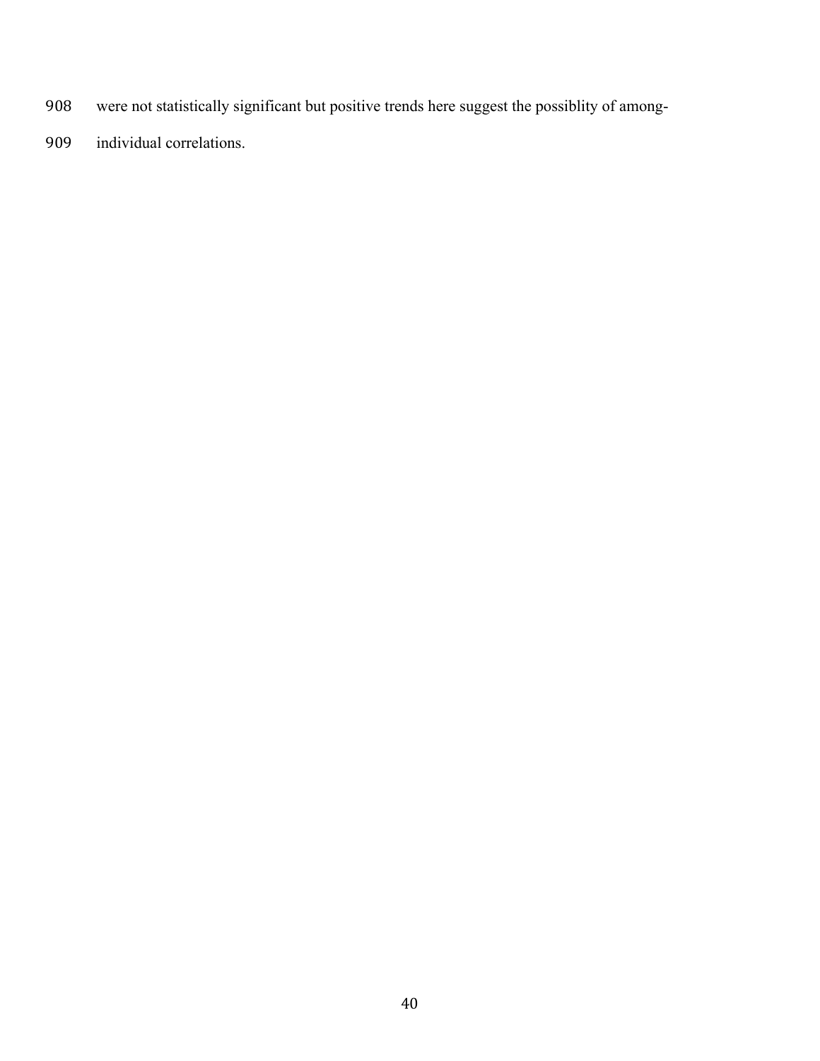were not statistically significant but positive trends here suggest the possiblity of among-individual correlations.